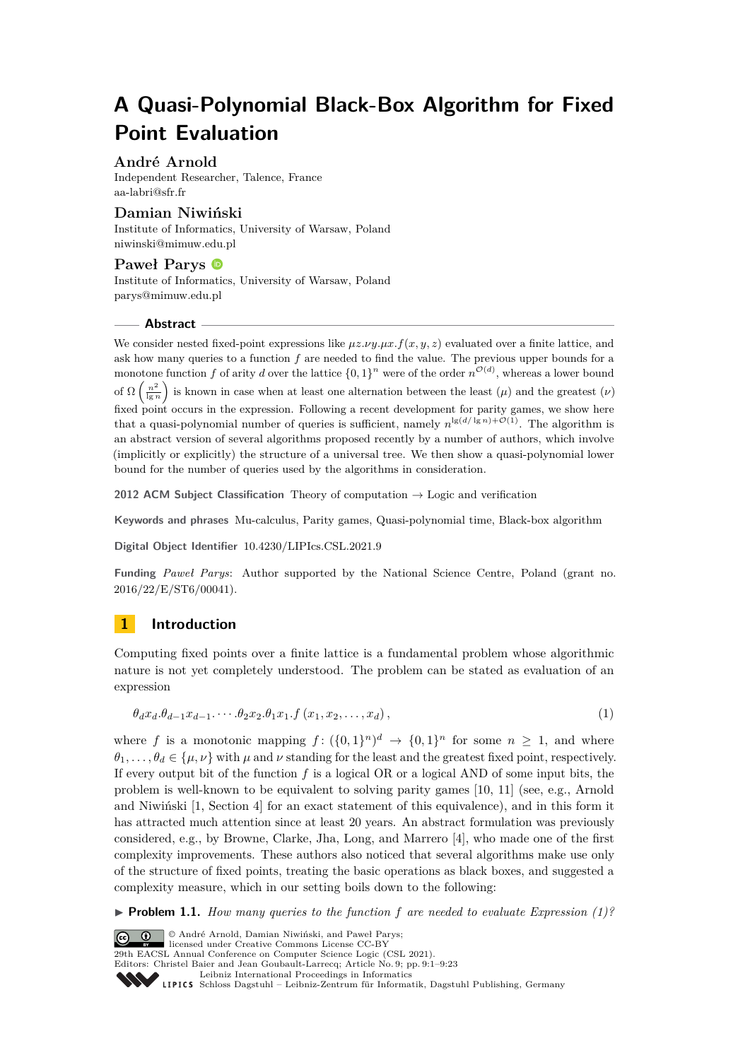# A Quasi-Polynomial Black-Box Algorithm for Fixed Point Evaluation

**André Arnold**
Independent Researcher, Talence, France
aa-labri@sfr.fr

**Damian Niwiński**
Institute of Informatics, University of Warsaw, Poland
niwinski@mimuw.edu.pl

**Paweł Parys**
Institute of Informatics, University of Warsaw, Poland
parys@mimuw.edu.pl

## Abstract

We consider nested fixed-point expressions like $\mu z.\nu y.\mu x.f(x,y,z)$ evaluated over a finite lattice, and ask how many queries to a function $f$ are needed to find the value. The previous upper bounds for a monotone function $f$ of arity $d$ over the lattice $\{0,1\}^n$ were of the order $n^{\mathcal{O}(d)}$, whereas a lower bound of $\Omega\left(\frac{n^2}{\lg n}\right)$ is known in case when at least one alternation between the least ($\mu$) and the greatest ($\nu$) fixed point occurs in the expression. Following a recent development for parity games, we show here that a quasi-polynomial number of queries is sufficient, namely $n^{\lg(d/\lg n)+\mathcal{O}(1)}$. The algorithm is an abstract version of several algorithms proposed recently by a number of authors, which involve (implicitly or explicitly) the structure of a universal tree. We then show a quasi-polynomial lower bound for the number of queries used by the algorithms in consideration.

**2012 ACM Subject Classification** Theory of computation → Logic and verification

**Keywords and phrases** Mu-calculus, Parity games, Quasi-polynomial time, Black-box algorithm

**Digital Object Identifier** 10.4230/LIPIcs.CSL.2021.9

**Funding** *Paweł Parys*: Author supported by the National Science Centre, Poland (grant no. 2016/22/E/ST6/00041).

## 1 Introduction

Computing fixed points over a finite lattice is a fundamental problem whose algorithmic nature is not yet completely understood. The problem can be stated as evaluation of an expression

$$\theta_d x_d.\theta_{d-1}x_{d-1}.\cdots.\theta_2 x_2.\theta_1 x_1.f\left(x_1, x_2, \ldots, x_d\right), \tag{1}$$

where $f$ is a monotonic mapping $f\colon (\{0,1\}^n)^d \to \{0,1\}^n$ for some $n \geq 1$, and where $\theta_1, \ldots, \theta_d \in \{\mu, \nu\}$ with $\mu$ and $\nu$ standing for the least and the greatest fixed point, respectively. If every output bit of the function $f$ is a logical OR or a logical AND of some input bits, the problem is well-known to be equivalent to solving parity games [10, 11] (see, e.g., Arnold and Niwiński [1, Section 4] for an exact statement of this equivalence), and in this form it has attracted much attention since at least 20 years. An abstract formulation was previously considered, e.g., by Browne, Clarke, Jha, Long, and Marrero [4], who made one of the first complexity improvements. These authors also noticed that several algorithms make use only of the structure of fixed points, treating the basic operations as black boxes, and suggested a complexity measure, which in our setting boils down to the following:

▶ **Problem 1.1.** *How many queries to the function $f$ are needed to evaluate Expression (1)?*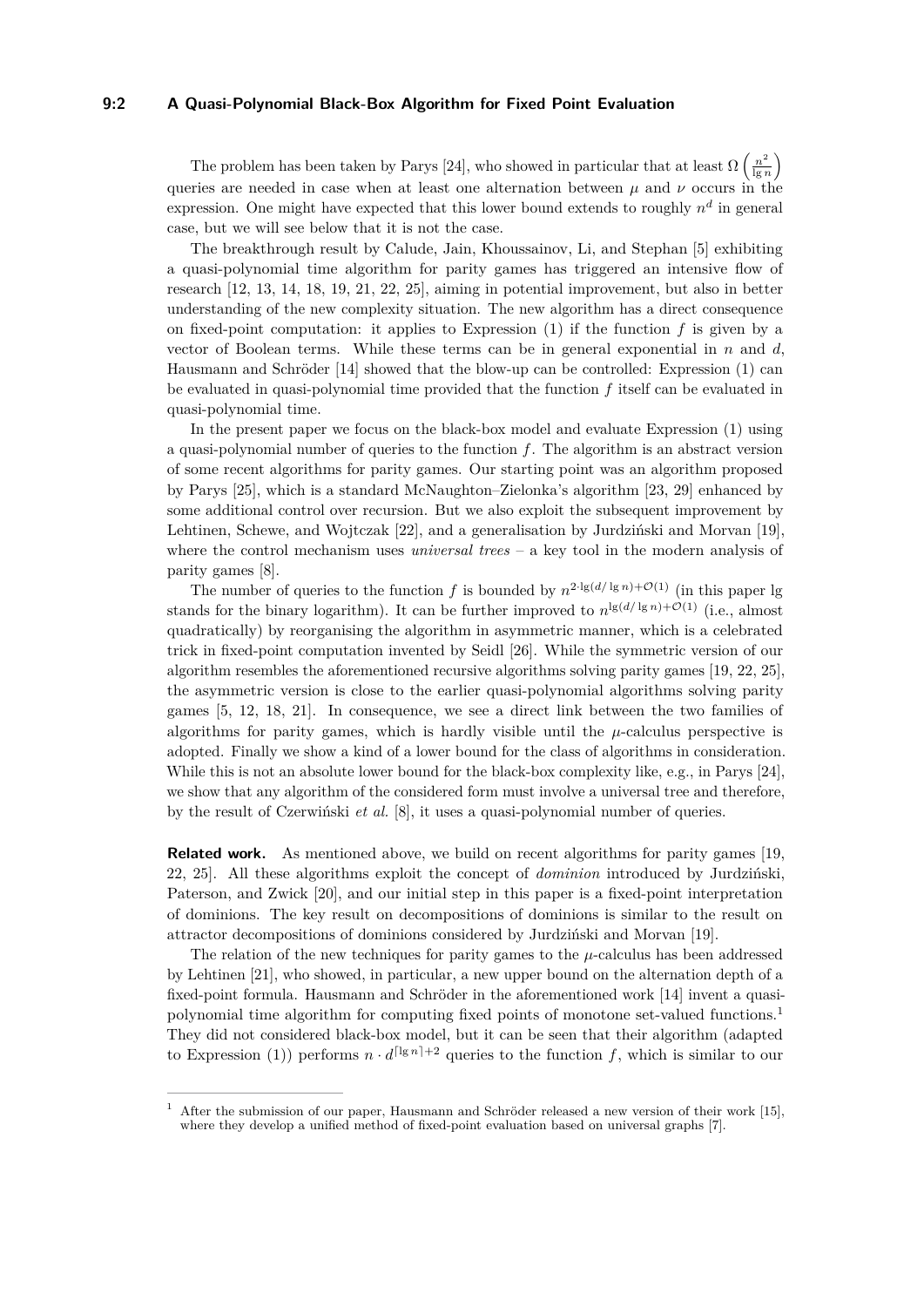The problem has been taken by Parys [24], who showed in particular that at least $\Omega\left(\frac{n^2}{\lg n}\right)$ queries are needed in case when at least one alternation between $\mu$ and $\nu$ occurs in the expression. One might have expected that this lower bound extends to roughly $n^d$ in general case, but we will see below that it is not the case.

The breakthrough result by Calude, Jain, Khoussainov, Li, and Stephan [5] exhibiting a quasi-polynomial time algorithm for parity games has triggered an intensive flow of research [12, 13, 14, 18, 19, 21, 22, 25], aiming in potential improvement, but also in better understanding of the new complexity situation. The new algorithm has a direct consequence on fixed-point computation: it applies to Expression (1) if the function $f$ is given by a vector of Boolean terms. While these terms can be in general exponential in $n$ and $d$, Hausmann and Schröder [14] showed that the blow-up can be controlled: Expression (1) can be evaluated in quasi-polynomial time provided that the function $f$ itself can be evaluated in quasi-polynomial time.

In the present paper we focus on the black-box model and evaluate Expression (1) using a quasi-polynomial number of queries to the function $f$. The algorithm is an abstract version of some recent algorithms for parity games. Our starting point was an algorithm proposed by Parys [25], which is a standard McNaughton–Zielonka's algorithm [23, 29] enhanced by some additional control over recursion. But we also exploit the subsequent improvement by Lehtinen, Schewe, and Wojtczak [22], and a generalisation by Jurdziński and Morvan [19], where the control mechanism uses *universal trees* – a key tool in the modern analysis of parity games [8].

The number of queries to the function $f$ is bounded by $n^{2\cdot\lg(d/\lg n)+\mathcal{O}(1)}$ (in this paper lg stands for the binary logarithm). It can be further improved to $n^{\lg(d/\lg n)+\mathcal{O}(1)}$ (i.e., almost quadratically) by reorganising the algorithm in asymmetric manner, which is a celebrated trick in fixed-point computation invented by Seidl [26]. While the symmetric version of our algorithm resembles the aforementioned recursive algorithms solving parity games [19, 22, 25], the asymmetric version is close to the earlier quasi-polynomial algorithms solving parity games [5, 12, 18, 21]. In consequence, we see a direct link between the two families of algorithms for parity games, which is hardly visible until the $\mu$-calculus perspective is adopted. Finally we show a kind of a lower bound for the class of algorithms in consideration. While this is not an absolute lower bound for the black-box complexity like, e.g., in Parys [24], we show that any algorithm of the considered form must involve a universal tree and therefore, by the result of Czerwiński *et al.* [8], it uses a quasi-polynomial number of queries.

**Related work.** As mentioned above, we build on recent algorithms for parity games [19, 22, 25]. All these algorithms exploit the concept of *dominion* introduced by Jurdziński, Paterson, and Zwick [20], and our initial step in this paper is a fixed-point interpretation of dominions. The key result on decompositions of dominions is similar to the result on attractor decompositions of dominions considered by Jurdziński and Morvan [19].

The relation of the new techniques for parity games to the $\mu$-calculus has been addressed by Lehtinen [21], who showed, in particular, a new upper bound on the alternation depth of a fixed-point formula. Hausmann and Schröder in the aforementioned work [14] invent a quasi-polynomial time algorithm for computing fixed points of monotone set-valued functions.[1] They did not considered black-box model, but it can be seen that their algorithm (adapted to Expression (1)) performs $n \cdot d^{\lceil \lg n \rceil + 2}$ queries to the function $f$, which is similar to our

[1] After the submission of our paper, Hausmann and Schröder released a new version of their work [15], where they develop a unified method of fixed-point evaluation based on universal graphs [7].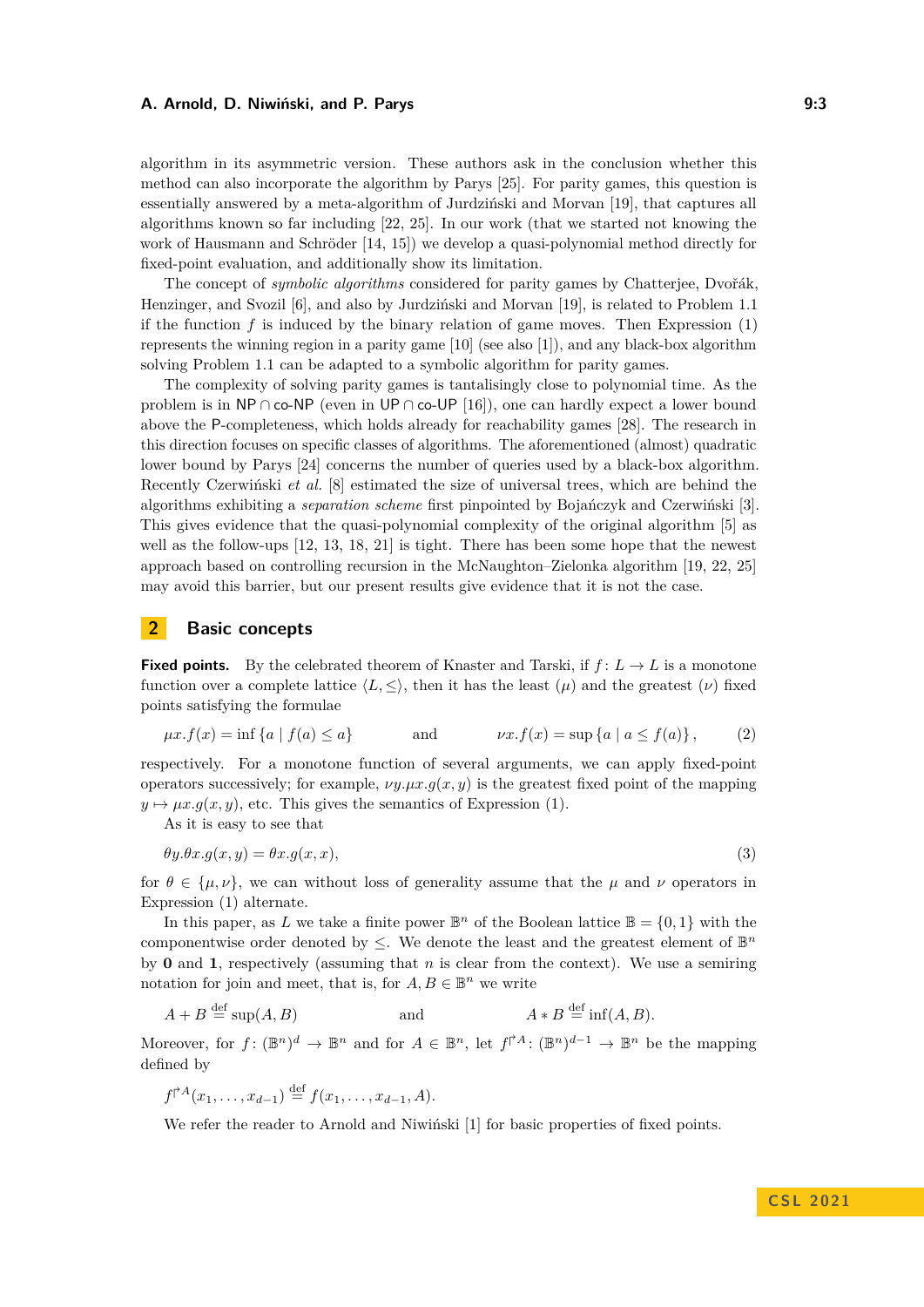algorithm in its asymmetric version. These authors ask in the conclusion whether this method can also incorporate the algorithm by Parys [25]. For parity games, this question is essentially answered by a meta-algorithm of Jurdziński and Morvan [19], that captures all algorithms known so far including [22, 25]. In our work (that we started not knowing the work of Hausmann and Schröder [14, 15]) we develop a quasi-polynomial method directly for fixed-point evaluation, and additionally show its limitation.

The concept of *symbolic algorithms* considered for parity games by Chatterjee, Dvořák, Henzinger, and Svozil [6], and also by Jurdziński and Morvan [19], is related to Problem 1.1 if the function $f$ is induced by the binary relation of game moves. Then Expression (1) represents the winning region in a parity game [10] (see also [1]), and any black-box algorithm solving Problem 1.1 can be adapted to a symbolic algorithm for parity games.

The complexity of solving parity games is tantalisingly close to polynomial time. As the problem is in NP ∩ co-NP (even in UP ∩ co-UP [16]), one can hardly expect a lower bound above the P-completeness, which holds already for reachability games [28]. The research in this direction focuses on specific classes of algorithms. The aforementioned (almost) quadratic lower bound by Parys [24] concerns the number of queries used by a black-box algorithm. Recently Czerwiński *et al.* [8] estimated the size of universal trees, which are behind the algorithms exhibiting a *separation scheme* first pinpointed by Bojańczyk and Czerwiński [3]. This gives evidence that the quasi-polynomial complexity of the original algorithm [5] as well as the follow-ups [12, 13, 18, 21] is tight. There has been some hope that the newest approach based on controlling recursion in the McNaughton–Zielonka algorithm [19, 22, 25] may avoid this barrier, but our present results give evidence that it is not the case.

## 2 Basic concepts

**Fixed points.** By the celebrated theorem of Knaster and Tarski, if $f\colon L \to L$ is a monotone function over a complete lattice $\langle L, \leq \rangle$, then it has the least ($\mu$) and the greatest ($\nu$) fixed points satisfying the formulae

$$\mu x. f(x) = \inf \{a \mid f(a) \leq a\} \qquad \text{and} \qquad \nu x. f(x) = \sup \{a \mid a \leq f(a)\}\,, \tag{2}$$

respectively. For a monotone function of several arguments, we can apply fixed-point operators successively; for example, $\nu y.\mu x.g(x, y)$ is the greatest fixed point of the mapping $y \mapsto \mu x.g(x, y)$, etc. This gives the semantics of Expression (1).

As it is easy to see that

$$\theta y.\theta x.g(x, y) = \theta x.g(x, x), \tag{3}$$

for $\theta \in \{\mu, \nu\}$, we can without loss of generality assume that the $\mu$ and $\nu$ operators in Expression (1) alternate.

In this paper, as $L$ we take a finite power $\mathbb{B}^n$ of the Boolean lattice $\mathbb{B} = \{0, 1\}$ with the componentwise order denoted by $\leq$. We denote the least and the greatest element of $\mathbb{B}^n$ by $\mathbf{0}$ and $\mathbf{1}$, respectively (assuming that $n$ is clear from the context). We use a semiring notation for join and meet, that is, for $A, B \in \mathbb{B}^n$ we write

$$A + B \stackrel{\text{def}}{=} \sup(A, B) \qquad \text{and} \qquad A * B \stackrel{\text{def}}{=} \inf(A, B).$$

Moreover, for $f\colon (\mathbb{B}^n)^d \to \mathbb{B}^n$ and for $A \in \mathbb{B}^n$, let $f^{\upharpoonright A}\colon (\mathbb{B}^n)^{d-1} \to \mathbb{B}^n$ be the mapping defined by

$$f^{\upharpoonright A}(x_1, \ldots, x_{d-1}) \stackrel{\text{def}}{=} f(x_1, \ldots, x_{d-1}, A).$$

We refer the reader to Arnold and Niwiński [1] for basic properties of fixed points.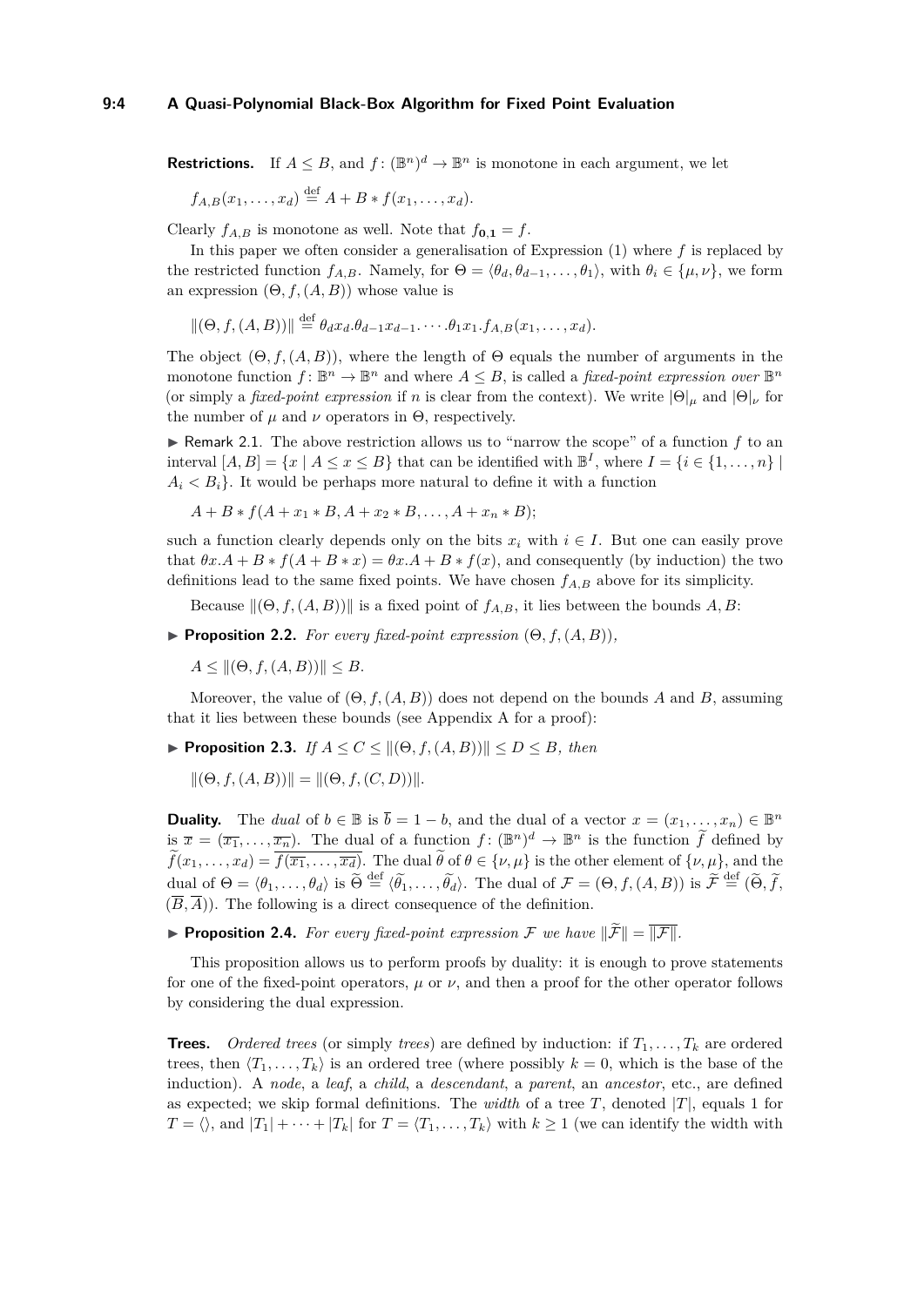**Restrictions.** If $A \leq B$, and $f \colon (\mathbb{B}^n)^d \to \mathbb{B}^n$ is monotone in each argument, we let

$$f_{A,B}(x_1, \ldots, x_d) \stackrel{\text{def}}{=} A + B * f(x_1, \ldots, x_d).$$

Clearly $f_{A,B}$ is monotone as well. Note that $f_{\mathbf{0},\mathbf{1}} = f$.

In this paper we often consider a generalisation of Expression (1) where $f$ is replaced by the restricted function $f_{A,B}$. Namely, for $\Theta = \langle \theta_d, \theta_{d-1}, \ldots, \theta_1 \rangle$, with $\theta_i \in \{\mu, \nu\}$, we form an expression $(\Theta, f, (A, B))$ whose value is

$$\|(\Theta, f, (A, B))\| \stackrel{\text{def}}{=} \theta_d x_d . \theta_{d-1} x_{d-1} . \cdots . \theta_1 x_1 . f_{A,B}(x_1, \ldots, x_d).$$

The object $(\Theta, f, (A, B))$, where the length of $\Theta$ equals the number of arguments in the monotone function $f \colon \mathbb{B}^n \to \mathbb{B}^n$ and where $A \leq B$, is called a *fixed-point expression over* $\mathbb{B}^n$ (or simply a *fixed-point expression* if $n$ is clear from the context). We write $|\Theta|_\mu$ and $|\Theta|_\nu$ for the number of $\mu$ and $\nu$ operators in $\Theta$, respectively.

▶ Remark 2.1. The above restriction allows us to "narrow the scope" of a function $f$ to an interval $[A, B] = \{x \mid A \leq x \leq B\}$ that can be identified with $\mathbb{B}^I$, where $I = \{i \in \{1, \ldots, n\} \mid A_i < B_i\}$. It would be perhaps more natural to define it with a function

$$A + B * f(A + x_1 * B, A + x_2 * B, \ldots, A + x_n * B);$$

such a function clearly depends only on the bits $x_i$ with $i \in I$. But one can easily prove that $\theta x . A + B * f(A + B * x) = \theta x . A + B * f(x)$, and consequently (by induction) the two definitions lead to the same fixed points. We have chosen $f_{A,B}$ above for its simplicity.

Because $\|(\Theta, f, (A, B))\|$ is a fixed point of $f_{A,B}$, it lies between the bounds $A, B$:

▶ **Proposition 2.2.** *For every fixed-point expression* $(\Theta, f, (A, B))$*,*

$$A \leq \|(\Theta, f, (A, B))\| \leq B.$$

Moreover, the value of $(\Theta, f, (A, B))$ does not depend on the bounds $A$ and $B$, assuming that it lies between these bounds (see Appendix A for a proof):

▶ **Proposition 2.3.** *If* $A \leq C \leq \|(\Theta, f, (A, B))\| \leq D \leq B$*, then*

$$\|(\Theta, f, (A, B))\| = \|(\Theta, f, (C, D))\|.$$

**Duality.** The *dual* of $b \in \mathbb{B}$ is $\overline{b} = 1 - b$, and the dual of a vector $x = (x_1, \ldots, x_n) \in \mathbb{B}^n$ is $\overline{x} = (\overline{x_1}, \ldots, \overline{x_n})$. The dual of a function $f \colon (\mathbb{B}^n)^d \to \mathbb{B}^n$ is the function $\widetilde{f}$ defined by $\widetilde{f}(x_1, \ldots, x_d) = \overline{f(\overline{x_1}, \ldots, \overline{x_d})}$. The dual $\widetilde{\theta}$ of $\theta \in \{\nu, \mu\}$ is the other element of $\{\nu, \mu\}$, and the dual of $\Theta = \langle \theta_1, \ldots, \theta_d \rangle$ is $\widetilde{\Theta} \stackrel{\text{def}}{=} \langle \widetilde{\theta}_1, \ldots, \widetilde{\theta}_d \rangle$. The dual of $\mathcal{F} = (\Theta, f, (A, B))$ is $\widetilde{\mathcal{F}} \stackrel{\text{def}}{=} (\widetilde{\Theta}, \widetilde{f}, (\overline{B}, \overline{A}))$. The following is a direct consequence of the definition.

▶ **Proposition 2.4.** *For every fixed-point expression* $\mathcal{F}$ *we have* $\|\widetilde{\mathcal{F}}\| = \overline{\|\mathcal{F}\|}$*.*

This proposition allows us to perform proofs by duality: it is enough to prove statements for one of the fixed-point operators, $\mu$ or $\nu$, and then a proof for the other operator follows by considering the dual expression.

**Trees.** *Ordered trees* (or simply *trees*) are defined by induction: if $T_1, \ldots, T_k$ are ordered trees, then $\langle T_1, \ldots, T_k \rangle$ is an ordered tree (where possibly $k = 0$, which is the base of the induction). A *node*, a *leaf*, a *child*, a *descendant*, a *parent*, an *ancestor*, etc., are defined as expected; we skip formal definitions. The *width* of a tree $T$, denoted $|T|$, equals 1 for $T = \langle \rangle$, and $|T_1| + \cdots + |T_k|$ for $T = \langle T_1, \ldots, T_k \rangle$ with $k \geq 1$ (we can identify the width with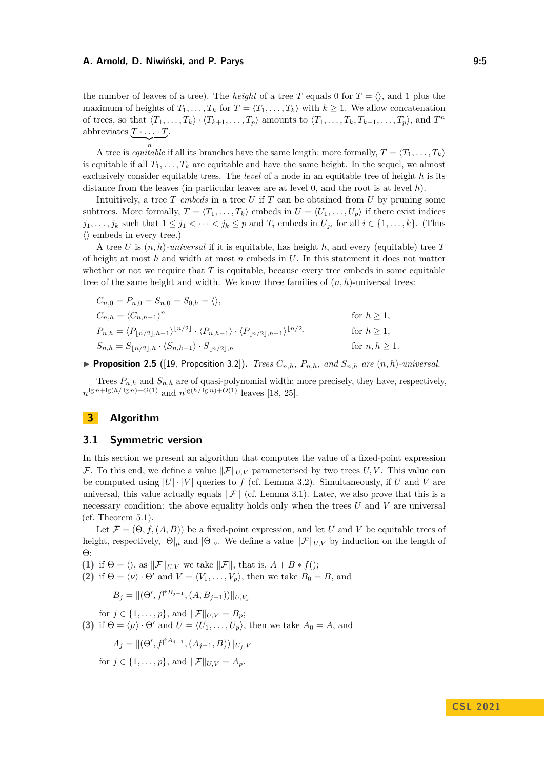the number of leaves of a tree). The *height* of a tree $T$ equals 0 for $T = \langle\rangle$, and 1 plus the maximum of heights of $T_1, \dots, T_k$ for $T = \langle T_1, \dots, T_k\rangle$ with $k \geq 1$. We allow concatenation of trees, so that $\langle T_1, \dots, T_k\rangle \cdot \langle T_{k+1}, \dots, T_p\rangle$ amounts to $\langle T_1, \dots, T_k, T_{k+1}, \dots, T_p\rangle$, and $T^n$ abbreviates $\underbrace{T \cdot \dots \cdot T}_{n}$.

A tree is *equitable* if all its branches have the same length; more formally, $T = \langle T_1, \dots, T_k\rangle$ is equitable if all $T_1, \dots, T_k$ are equitable and have the same height. In the sequel, we almost exclusively consider equitable trees. The *level* of a node in an equitable tree of height $h$ is its distance from the leaves (in particular leaves are at level 0, and the root is at level $h$).

Intuitively, a tree $T$ *embeds* in a tree $U$ if $T$ can be obtained from $U$ by pruning some subtrees. More formally, $T = \langle T_1, \dots, T_k\rangle$ embeds in $U = \langle U_1, \dots, U_p\rangle$ if there exist indices $j_1, \dots, j_k$ such that $1 \leq j_1 < \dots < j_k \leq p$ and $T_i$ embeds in $U_{j_i}$ for all $i \in \{1, \dots, k\}$. (Thus $\langle\rangle$ embeds in every tree.)

A tree $U$ is *$(n, h)$-universal* if it is equitable, has height $h$, and every (equitable) tree $T$ of height at most $h$ and width at most $n$ embeds in $U$. In this statement it does not matter whether or not we require that $T$ is equitable, because every tree embeds in some equitable tree of the same height and width. We know three families of $(n, h)$-universal trees:

$$
\begin{aligned}
&C_{n,0} = P_{n,0} = S_{n,0} = S_{0,h} = \langle\rangle, && \\
&C_{n,h} = \langle C_{n,h-1}\rangle^n && \text{for } h \geq 1, \\
&P_{n,h} = \langle P_{\lfloor n/2\rfloor,h-1}\rangle^{\lfloor n/2\rfloor} \cdot \langle P_{n,h-1}\rangle \cdot \langle P_{\lfloor n/2\rfloor,h-1}\rangle^{\lfloor n/2\rfloor} && \text{for } h \geq 1, \\
&S_{n,h} = S_{\lfloor n/2\rfloor,h} \cdot \langle S_{n,h-1}\rangle \cdot S_{\lfloor n/2\rfloor,h} && \text{for } n, h \geq 1.
\end{aligned}
$$

▶ **Proposition 2.5** ([19, Proposition 3.2]). *Trees $C_{n,h}$, $P_{n,h}$, and $S_{n,h}$ are $(n, h)$-universal.*

Trees $P_{n,h}$ and $S_{n,h}$ are of quasi-polynomial width; more precisely, they have, respectively, $n^{\lg n + \lg(h/\lg n) + O(1)}$ and $n^{\lg(h/\lg n)+O(1)}$ leaves [18, 25].

# 3 Algorithm

## 3.1 Symmetric version

In this section we present an algorithm that computes the value of a fixed-point expression $\mathcal{F}$. To this end, we define a value $\|\mathcal{F}\|_{U,V}$ parameterised by two trees $U, V$. This value can be computed using $|U| \cdot |V|$ queries to $f$ (cf. Lemma 3.2). Simultaneously, if $U$ and $V$ are universal, this value actually equals $\|\mathcal{F}\|$ (cf. Lemma 3.1). Later, we also prove that this is a necessary condition: the above equality holds only when the trees $U$ and $V$ are universal (cf. Theorem 5.1).

Let $\mathcal{F} = (\Theta, f, (A, B))$ be a fixed-point expression, and let $U$ and $V$ be equitable trees of height, respectively, $|\Theta|_\mu$ and $|\Theta|_\nu$. We define a value $\|\mathcal{F}\|_{U,V}$ by induction on the length of $\Theta$:

**(1)** if $\Theta = \langle\rangle$, as $\|\mathcal{F}\|_{U,V}$ we take $\|\mathcal{F}\|$, that is, $A + B * f()$;

**(2)** if $\Theta = \langle\nu\rangle \cdot \Theta'$ and $V = \langle V_1, \dots, V_p\rangle$, then we take $B_0 = B$, and

$$B_j = \|(\Theta', f^{\restriction B_{j-1}}, (A, B_{j-1}))\|_{U,V_j}$$

for $j \in \{1, \dots, p\}$, and $\|\mathcal{F}\|_{U,V} = B_p$;

**(3)** if $\Theta = \langle\mu\rangle \cdot \Theta'$ and $U = \langle U_1, \dots, U_p\rangle$, then we take $A_0 = A$, and

$$A_j = \|(\Theta', f^{\restriction A_{j-1}}, (A_{j-1}, B))\|_{U_j,V}$$

for $j \in \{1, \dots, p\}$, and $\|\mathcal{F}\|_{U,V} = A_p$.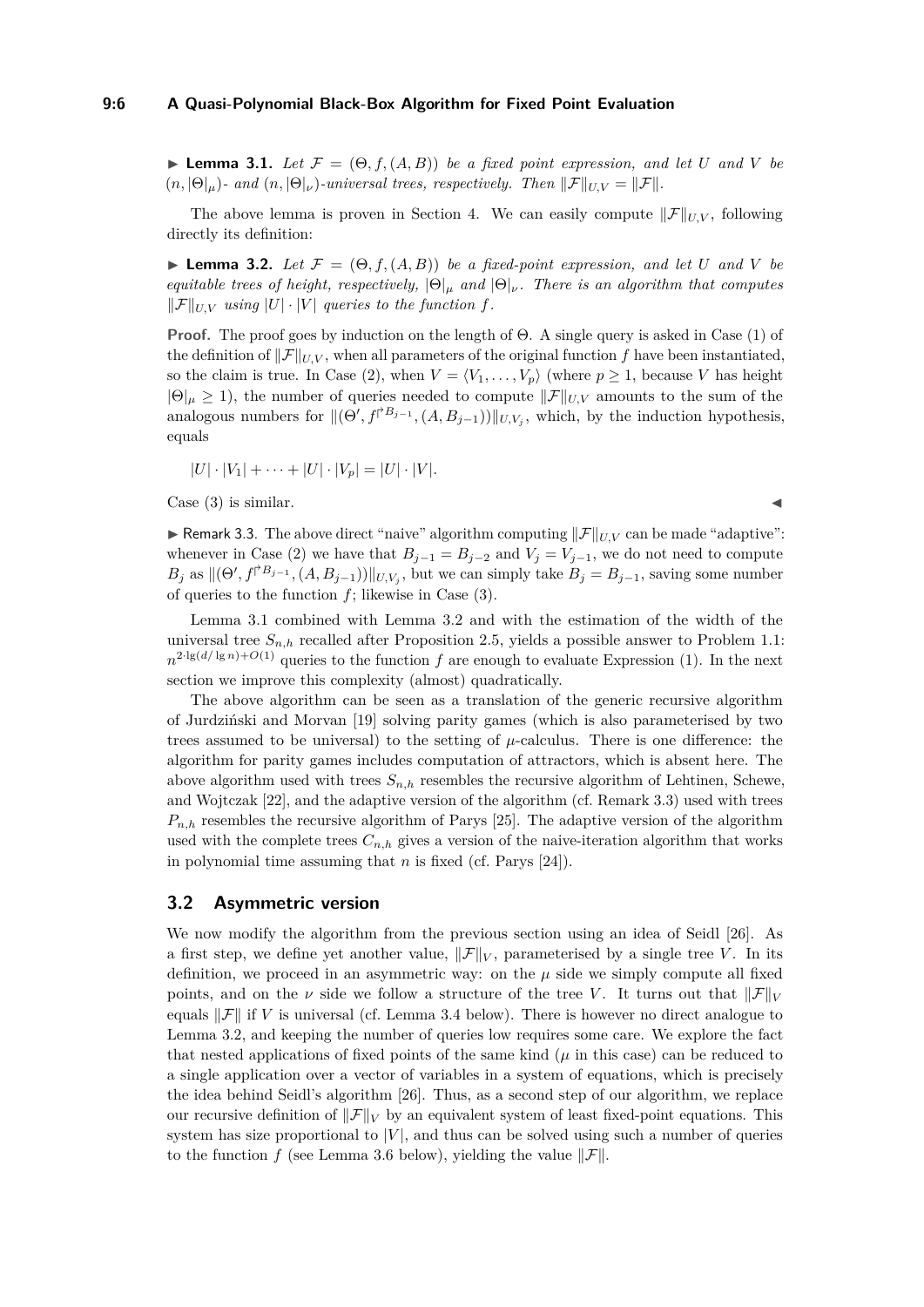▶ **Lemma 3.1.** *Let $\mathcal{F} = (\Theta, f, (A, B))$ be a fixed point expression, and let $U$ and $V$ be $(n, |\Theta|_\mu)$- and $(n, |\Theta|_\nu)$-universal trees, respectively. Then $\|\mathcal{F}\|_{U,V} = \|\mathcal{F}\|$.*

The above lemma is proven in Section 4. We can easily compute $\|\mathcal{F}\|_{U,V}$, following directly its definition:

▶ **Lemma 3.2.** *Let $\mathcal{F} = (\Theta, f, (A, B))$ be a fixed-point expression, and let $U$ and $V$ be equitable trees of height, respectively, $|\Theta|_\mu$ and $|\Theta|_\nu$. There is an algorithm that computes $\|\mathcal{F}\|_{U,V}$ using $|U| \cdot |V|$ queries to the function $f$.*

**Proof.** The proof goes by induction on the length of $\Theta$. A single query is asked in Case (1) of the definition of $\|\mathcal{F}\|_{U,V}$, when all parameters of the original function $f$ have been instantiated, so the claim is true. In Case (2), when $V = \langle V_1, \ldots, V_p \rangle$ (where $p \geq 1$, because $V$ has height $|\Theta|_\mu \geq 1$), the number of queries needed to compute $\|\mathcal{F}\|_{U,V}$ amounts to the sum of the analogous numbers for $\|(\Theta', f^{\restriction B_{j-1}}, (A, B_{j-1}))\|_{U,V_j}$, which, by the induction hypothesis, equals

$$|U| \cdot |V_1| + \cdots + |U| \cdot |V_p| = |U| \cdot |V|.$$

Case (3) is similar. ◀

▶ Remark 3.3. The above direct "naive" algorithm computing $\|\mathcal{F}\|_{U,V}$ can be made "adaptive": whenever in Case (2) we have that $B_{j-1} = B_{j-2}$ and $V_j = V_{j-1}$, we do not need to compute $B_j$ as $\|(\Theta', f^{\restriction B_{j-1}}, (A, B_{j-1}))\|_{U,V_j}$, but we can simply take $B_j = B_{j-1}$, saving some number of queries to the function $f$; likewise in Case (3).

Lemma 3.1 combined with Lemma 3.2 and with the estimation of the width of the universal tree $S_{n,h}$ recalled after Proposition 2.5, yields a possible answer to Problem 1.1: $n^{2 \cdot \lg(d/\lg n) + O(1)}$ queries to the function $f$ are enough to evaluate Expression (1). In the next section we improve this complexity (almost) quadratically.

The above algorithm can be seen as a translation of the generic recursive algorithm of Jurdziński and Morvan [19] solving parity games (which is also parameterised by two trees assumed to be universal) to the setting of $\mu$-calculus. There is one difference: the algorithm for parity games includes computation of attractors, which is absent here. The above algorithm used with trees $S_{n,h}$ resembles the recursive algorithm of Lehtinen, Schewe, and Wojtczak [22], and the adaptive version of the algorithm (cf. Remark 3.3) used with trees $P_{n,h}$ resembles the recursive algorithm of Parys [25]. The adaptive version of the algorithm used with the complete trees $C_{n,h}$ gives a version of the naive-iteration algorithm that works in polynomial time assuming that $n$ is fixed (cf. Parys [24]).

## 3.2 Asymmetric version

We now modify the algorithm from the previous section using an idea of Seidl [26]. As a first step, we define yet another value, $\|\mathcal{F}\|_V$, parameterised by a single tree $V$. In its definition, we proceed in an asymmetric way: on the $\mu$ side we simply compute all fixed points, and on the $\nu$ side we follow a structure of the tree $V$. It turns out that $\|\mathcal{F}\|_V$ equals $\|\mathcal{F}\|$ if $V$ is universal (cf. Lemma 3.4 below). There is however no direct analogue to Lemma 3.2, and keeping the number of queries low requires some care. We explore the fact that nested applications of fixed points of the same kind ($\mu$ in this case) can be reduced to a single application over a vector of variables in a system of equations, which is precisely the idea behind Seidl's algorithm [26]. Thus, as a second step of our algorithm, we replace our recursive definition of $\|\mathcal{F}\|_V$ by an equivalent system of least fixed-point equations. This system has size proportional to $|V|$, and thus can be solved using such a number of queries to the function $f$ (see Lemma 3.6 below), yielding the value $\|\mathcal{F}\|$.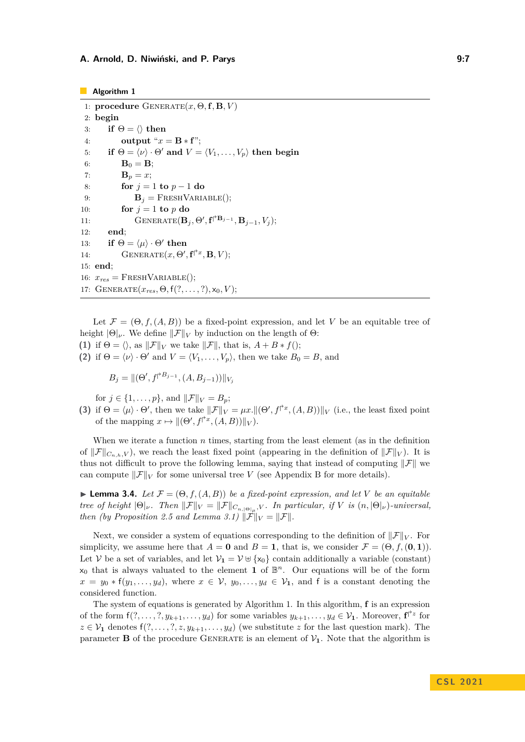**Algorithm 1**

```
1:  procedure Generate(x, Θ, f, B, V)
2:  begin
3:      if Θ = ⟨⟩ then
4:          output "x = B ∗ f";
5:      if Θ = ⟨ν⟩ · Θ′ and V = ⟨V_1, ..., V_p⟩ then begin
6:          B_0 = B;
7:          B_p = x;
8:          for j = 1 to p − 1 do
9:              B_j = FreshVariable();
10:         for j = 1 to p do
11:             Generate(B_j, Θ′, f^{↾B_{j−1}}, B_{j−1}, V_j);
12:     end;
13:     if Θ = ⟨μ⟩ · Θ′ then
14:         Generate(x, Θ′, f^{↾x}, B, V);
15: end;
16: x_res = FreshVariable();
17: Generate(x_res, Θ, f(?, ..., ?), x_0, V);
```

Let $\mathcal{F} = (\Theta, f, (A, B))$ be a fixed-point expression, and let $V$ be an equitable tree of height $|\Theta|_\nu$. We define $\|\mathcal{F}\|_V$ by induction on the length of $\Theta$:

**(1)** if $\Theta = \langle\rangle$, as $\|\mathcal{F}\|_V$ we take $\|\mathcal{F}\|$, that is, $A + B * f()$;

**(2)** if $\Theta = \langle\nu\rangle \cdot \Theta'$ and $V = \langle V_1, \dots, V_p\rangle$, then we take $B_0 = B$, and

$$B_j = \|(\Theta', f^{\restriction B_{j-1}}, (A, B_{j-1}))\|_{V_j}$$

for $j \in \{1, \dots, p\}$, and $\|\mathcal{F}\|_V = B_p$;

**(3)** if $\Theta = \langle\mu\rangle \cdot \Theta'$, then we take $\|\mathcal{F}\|_V = \mu x.\|(\Theta', f^{\restriction x}, (A, B))\|_V$ (i.e., the least fixed point of the mapping $x \mapsto \|(\Theta', f^{\restriction x}, (A, B))\|_V$).

When we iterate a function $n$ times, starting from the least element (as in the definition of $\|\mathcal{F}\|_{C_{n,h},V}$), we reach the least fixed point (appearing in the definition of $\|\mathcal{F}\|_V$). It is thus not difficult to prove the following lemma, saying that instead of computing $\|\mathcal{F}\|$ we can compute $\|\mathcal{F}\|_V$ for some universal tree $V$ (see Appendix B for more details).

► **Lemma 3.4.** *Let $\mathcal{F} = (\Theta, f, (A, B))$ be a fixed-point expression, and let $V$ be an equitable tree of height $|\Theta|_\nu$. Then $\|\mathcal{F}\|_V = \|\mathcal{F}\|_{C_{n,|\Theta|_\mu},V}$. In particular, if $V$ is $(n, |\Theta|_\nu)$-universal, then (by Proposition 2.5 and Lemma 3.1) $\|\mathcal{F}\|_V = \|\mathcal{F}\|$.*

Next, we consider a system of equations corresponding to the definition of $\|\mathcal{F}\|_V$. For simplicity, we assume here that $A = \mathbf{0}$ and $B = \mathbf{1}$, that is, we consider $\mathcal{F} = (\Theta, f, (\mathbf{0}, \mathbf{1}))$. Let $\mathcal{V}$ be a set of variables, and let $\mathcal{V}_\mathbf{1} = \mathcal{V} \uplus \{\mathsf{x}_0\}$ contain additionally a variable (constant) $\mathsf{x}_0$ that is always valuated to the element $\mathbf{1}$ of $\mathbb{B}^n$. Our equations will be of the form $x = y_0 * \mathsf{f}(y_1, \dots, y_d)$, where $x \in \mathcal{V}$, $y_0, \dots, y_d \in \mathcal{V}_\mathbf{1}$, and $\mathsf{f}$ is a constant denoting the considered function.

The system of equations is generated by Algorithm 1. In this algorithm, $\mathbf{f}$ is an expression of the form $\mathsf{f}(?, \dots, ?, y_{k+1}, \dots, y_d)$ for some variables $y_{k+1}, \dots, y_d \in \mathcal{V}_\mathbf{1}$. Moreover, $\mathbf{f}^{\restriction z}$ for $z \in \mathcal{V}_\mathbf{1}$ denotes $\mathsf{f}(?, \dots, ?, z, y_{k+1}, \dots, y_d)$ (we substitute $z$ for the last question mark). The parameter $\mathbf{B}$ of the procedure Generate is an element of $\mathcal{V}_\mathbf{1}$. Note that the algorithm is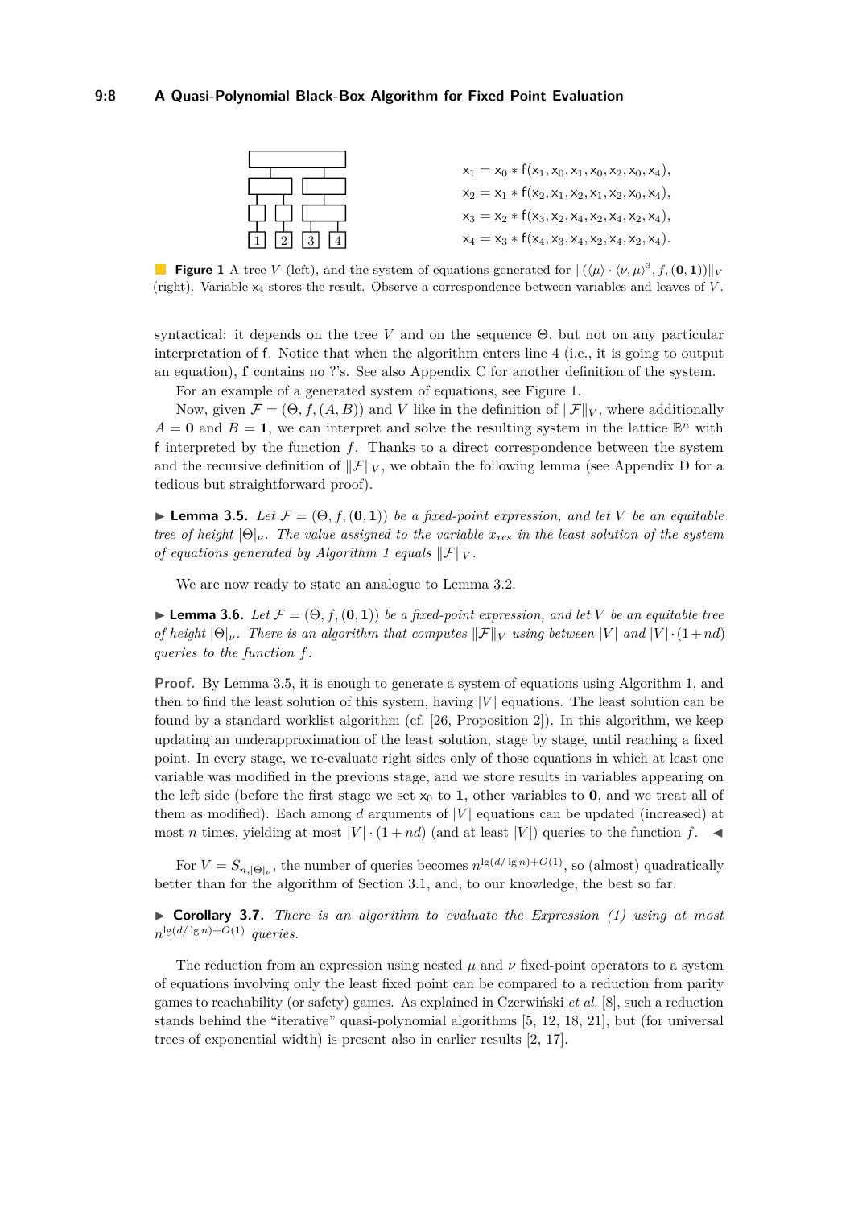$$\mathsf{x}_1 = \mathsf{x}_0 * \mathsf{f}(\mathsf{x}_1, \mathsf{x}_0, \mathsf{x}_1, \mathsf{x}_0, \mathsf{x}_2, \mathsf{x}_0, \mathsf{x}_4),$$
$$\mathsf{x}_2 = \mathsf{x}_1 * \mathsf{f}(\mathsf{x}_2, \mathsf{x}_1, \mathsf{x}_2, \mathsf{x}_1, \mathsf{x}_2, \mathsf{x}_0, \mathsf{x}_4),$$
$$\mathsf{x}_3 = \mathsf{x}_2 * \mathsf{f}(\mathsf{x}_3, \mathsf{x}_2, \mathsf{x}_4, \mathsf{x}_2, \mathsf{x}_4, \mathsf{x}_2, \mathsf{x}_4),$$
$$\mathsf{x}_4 = \mathsf{x}_3 * \mathsf{f}(\mathsf{x}_4, \mathsf{x}_3, \mathsf{x}_4, \mathsf{x}_2, \mathsf{x}_4, \mathsf{x}_2, \mathsf{x}_4).$$

**Figure 1** A tree $V$ (left), and the system of equations generated for $\|(\langle\mu\rangle \cdot \langle\nu,\mu\rangle^3, f, (\mathbf{0},\mathbf{1}))\|_V$ (right). Variable $\mathsf{x}_4$ stores the result. Observe a correspondence between variables and leaves of $V$.

syntactical: it depends on the tree $V$ and on the sequence $\Theta$, but not on any particular interpretation of $\mathsf{f}$. Notice that when the algorithm enters line 4 (i.e., it is going to output an equation), $\mathbf{f}$ contains no ?'s. See also Appendix C for another definition of the system.

For an example of a generated system of equations, see Figure 1.

Now, given $\mathcal{F} = (\Theta, f, (A, B))$ and $V$ like in the definition of $\|\mathcal{F}\|_V$, where additionally $A = \mathbf{0}$ and $B = \mathbf{1}$, we can interpret and solve the resulting system in the lattice $\mathbb{B}^n$ with $\mathsf{f}$ interpreted by the function $f$. Thanks to a direct correspondence between the system and the recursive definition of $\|\mathcal{F}\|_V$, we obtain the following lemma (see Appendix D for a tedious but straightforward proof).

▶ **Lemma 3.5.** *Let $\mathcal{F} = (\Theta, f, (\mathbf{0},\mathbf{1}))$ be a fixed-point expression, and let $V$ be an equitable tree of height $|\Theta|_\nu$. The value assigned to the variable $x_{res}$ in the least solution of the system of equations generated by Algorithm 1 equals $\|\mathcal{F}\|_V$.*

We are now ready to state an analogue to Lemma 3.2.

▶ **Lemma 3.6.** *Let $\mathcal{F} = (\Theta, f, (\mathbf{0},\mathbf{1}))$ be a fixed-point expression, and let $V$ be an equitable tree of height $|\Theta|_\nu$. There is an algorithm that computes $\|\mathcal{F}\|_V$ using between $|V|$ and $|V| \cdot (1+nd)$ queries to the function $f$.*

**Proof.** By Lemma 3.5, it is enough to generate a system of equations using Algorithm 1, and then to find the least solution of this system, having $|V|$ equations. The least solution can be found by a standard worklist algorithm (cf. [26, Proposition 2]). In this algorithm, we keep updating an underapproximation of the least solution, stage by stage, until reaching a fixed point. In every stage, we re-evaluate right sides only of those equations in which at least one variable was modified in the previous stage, and we store results in variables appearing on the left side (before the first stage we set $\mathsf{x}_0$ to $\mathbf{1}$, other variables to $\mathbf{0}$, and we treat all of them as modified). Each among $d$ arguments of $|V|$ equations can be updated (increased) at most $n$ times, yielding at most $|V| \cdot (1+nd)$ (and at least $|V|$) queries to the function $f$. ◀

For $V = S_{n,|\Theta|_\nu}$, the number of queries becomes $n^{\lg(d/\lg n)+O(1)}$, so (almost) quadratically better than for the algorithm of Section 3.1, and, to our knowledge, the best so far.

▶ **Corollary 3.7.** *There is an algorithm to evaluate the Expression (1) using at most $n^{\lg(d/\lg n)+O(1)}$ queries.*

The reduction from an expression using nested $\mu$ and $\nu$ fixed-point operators to a system of equations involving only the least fixed point can be compared to a reduction from parity games to reachability (or safety) games. As explained in Czerwiński *et al.* [8], such a reduction stands behind the "iterative" quasi-polynomial algorithms [5, 12, 18, 21], but (for universal trees of exponential width) is present also in earlier results [2, 17].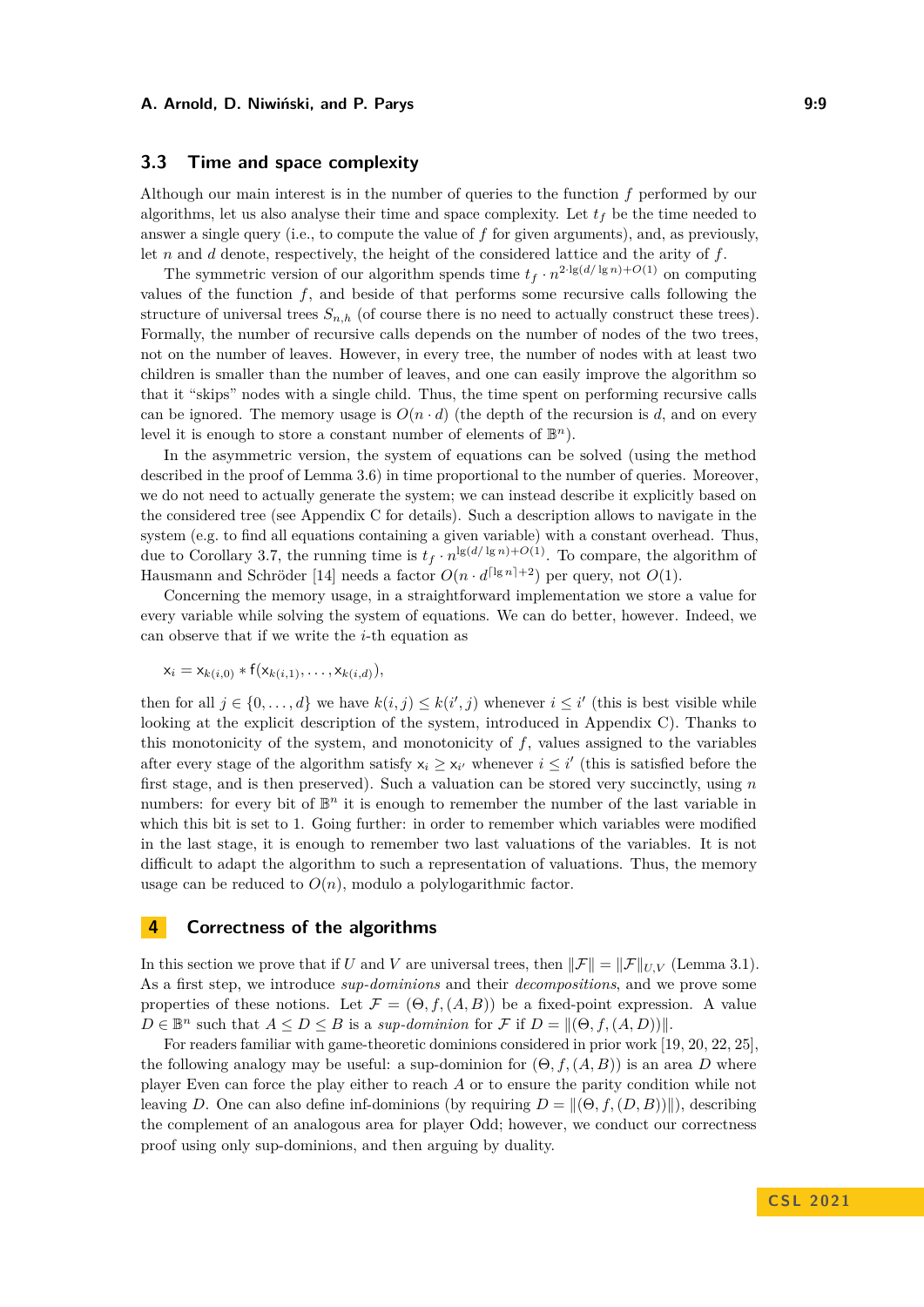## 3.3 Time and space complexity

Although our main interest is in the number of queries to the function $f$ performed by our algorithms, let us also analyse their time and space complexity. Let $t_f$ be the time needed to answer a single query (i.e., to compute the value of $f$ for given arguments), and, as previously, let $n$ and $d$ denote, respectively, the height of the considered lattice and the arity of $f$.

The symmetric version of our algorithm spends time $t_f \cdot n^{2\cdot\lg(d/\lg n)+O(1)}$ on computing values of the function $f$, and beside of that performs some recursive calls following the structure of universal trees $S_{n,h}$ (of course there is no need to actually construct these trees). Formally, the number of recursive calls depends on the number of nodes of the two trees, not on the number of leaves. However, in every tree, the number of nodes with at least two children is smaller than the number of leaves, and one can easily improve the algorithm so that it "skips" nodes with a single child. Thus, the time spent on performing recursive calls can be ignored. The memory usage is $O(n \cdot d)$ (the depth of the recursion is $d$, and on every level it is enough to store a constant number of elements of $\mathbb{B}^n$).

In the asymmetric version, the system of equations can be solved (using the method described in the proof of Lemma 3.6) in time proportional to the number of queries. Moreover, we do not need to actually generate the system; we can instead describe it explicitly based on the considered tree (see Appendix C for details). Such a description allows to navigate in the system (e.g. to find all equations containing a given variable) with a constant overhead. Thus, due to Corollary 3.7, the running time is $t_f \cdot n^{\lg(d/\lg n)+O(1)}$. To compare, the algorithm of Hausmann and Schröder [14] needs a factor $O(n \cdot d^{\lceil \lg n\rceil+2})$ per query, not $O(1)$.

Concerning the memory usage, in a straightforward implementation we store a value for every variable while solving the system of equations. We can do better, however. Indeed, we can observe that if we write the $i$-th equation as

$$\mathsf{x}_i = \mathsf{x}_{k(i,0)} * \mathsf{f}(\mathsf{x}_{k(i,1)}, \dots, \mathsf{x}_{k(i,d)}),$$

then for all $j \in \{0, \dots, d\}$ we have $k(i,j) \leq k(i',j)$ whenever $i \leq i'$ (this is best visible while looking at the explicit description of the system, introduced in Appendix C). Thanks to this monotonicity of the system, and monotonicity of $f$, values assigned to the variables after every stage of the algorithm satisfy $\mathsf{x}_i \geq \mathsf{x}_{i'}$ whenever $i \leq i'$ (this is satisfied before the first stage, and is then preserved). Such a valuation can be stored very succinctly, using $n$ numbers: for every bit of $\mathbb{B}^n$ it is enough to remember the number of the last variable in which this bit is set to 1. Going further: in order to remember which variables were modified in the last stage, it is enough to remember two last valuations of the variables. It is not difficult to adapt the algorithm to such a representation of valuations. Thus, the memory usage can be reduced to $O(n)$, modulo a polylogarithmic factor.

# 4 Correctness of the algorithms

In this section we prove that if $U$ and $V$ are universal trees, then $\|\mathcal{F}\| = \|\mathcal{F}\|_{U,V}$ (Lemma 3.1). As a first step, we introduce *sup-dominions* and their *decompositions*, and we prove some properties of these notions. Let $\mathcal{F} = (\Theta, f, (A, B))$ be a fixed-point expression. A value $D \in \mathbb{B}^n$ such that $A \leq D \leq B$ is a *sup-dominion* for $\mathcal{F}$ if $D = \|(\Theta, f, (A, D))\|$.

For readers familiar with game-theoretic dominions considered in prior work [19, 20, 22, 25], the following analogy may be useful: a sup-dominion for $(\Theta, f, (A, B))$ is an area $D$ where player Even can force the play either to reach $A$ or to ensure the parity condition while not leaving $D$. One can also define inf-dominions (by requiring $D = \|(\Theta, f, (D, B))\|$), describing the complement of an analogous area for player Odd; however, we conduct our correctness proof using only sup-dominions, and then arguing by duality.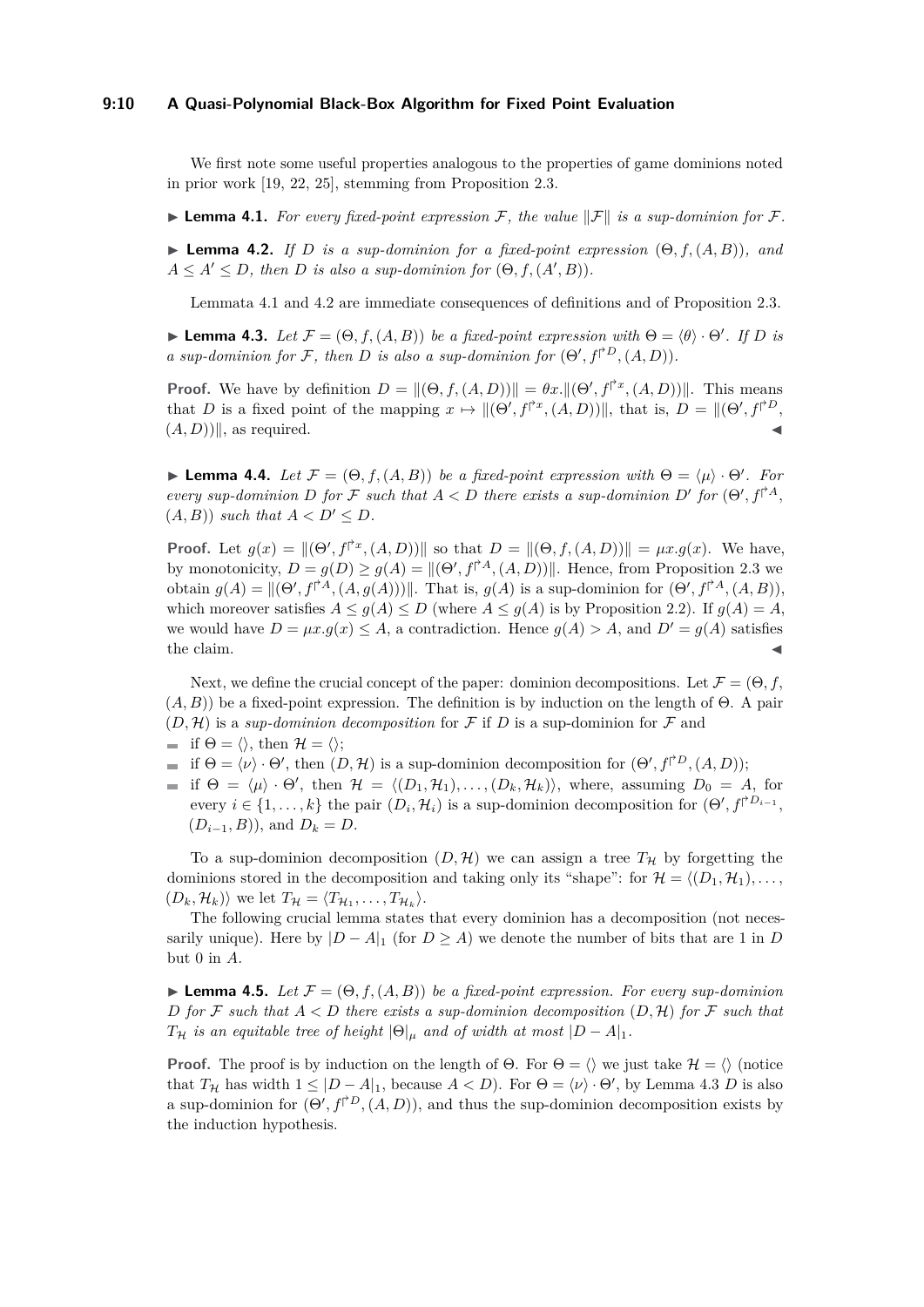We first note some useful properties analogous to the properties of game dominions noted in prior work [19, 22, 25], stemming from Proposition 2.3.

▶ **Lemma 4.1.** *For every fixed-point expression $\mathcal{F}$, the value $\|\mathcal{F}\|$ is a sup-dominion for $\mathcal{F}$.*

▶ **Lemma 4.2.** *If $D$ is a sup-dominion for a fixed-point expression $(\Theta, f, (A, B))$, and $A \leq A' \leq D$, then $D$ is also a sup-dominion for $(\Theta, f, (A', B))$.*

Lemmata 4.1 and 4.2 are immediate consequences of definitions and of Proposition 2.3.

▶ **Lemma 4.3.** *Let $\mathcal{F} = (\Theta, f, (A, B))$ be a fixed-point expression with $\Theta = \langle\theta\rangle \cdot \Theta'$. If $D$ is a sup-dominion for $\mathcal{F}$, then $D$ is also a sup-dominion for $(\Theta', f^{\restriction D}, (A, D))$.*

**Proof.** We have by definition $D = \|(\Theta, f, (A, D))\| = \theta x.\|(\Theta', f^{\restriction x}, (A, D))\|$. This means that $D$ is a fixed point of the mapping $x \mapsto \|(\Theta', f^{\restriction x}, (A, D))\|$, that is, $D = \|(\Theta', f^{\restriction D}, (A, D))\|$, as required. ◀

▶ **Lemma 4.4.** *Let $\mathcal{F} = (\Theta, f, (A, B))$ be a fixed-point expression with $\Theta = \langle\mu\rangle \cdot \Theta'$. For every sup-dominion $D$ for $\mathcal{F}$ such that $A < D$ there exists a sup-dominion $D'$ for $(\Theta', f^{\restriction A}, (A, B))$ such that $A < D' \leq D$.*

**Proof.** Let $g(x) = \|(\Theta', f^{\restriction x}, (A, D))\|$ so that $D = \|(\Theta, f, (A, D))\| = \mu x.g(x)$. We have, by monotonicity, $D = g(D) \geq g(A) = \|(\Theta', f^{\restriction A}, (A, D))\|$. Hence, from Proposition 2.3 we obtain $g(A) = \|(\Theta', f^{\restriction A}, (A, g(A)))\|$. That is, $g(A)$ is a sup-dominion for $(\Theta', f^{\restriction A}, (A, B))$, which moreover satisfies $A \leq g(A) \leq D$ (where $A \leq g(A)$ is by Proposition 2.2). If $g(A) = A$, we would have $D = \mu x.g(x) \leq A$, a contradiction. Hence $g(A) > A$, and $D' = g(A)$ satisfies the claim. ◀

Next, we define the crucial concept of the paper: dominion decompositions. Let $\mathcal{F} = (\Theta, f, (A, B))$ be a fixed-point expression. The definition is by induction on the length of $\Theta$. A pair $(D, \mathcal{H})$ is a *sup-dominion decomposition* for $\mathcal{F}$ if $D$ is a sup-dominion for $\mathcal{F}$ and

- if $\Theta = \langle\rangle$, then $\mathcal{H} = \langle\rangle$;
- if $\Theta = \langle\nu\rangle \cdot \Theta'$, then $(D, \mathcal{H})$ is a sup-dominion decomposition for $(\Theta', f^{\restriction D}, (A, D))$;
- if $\Theta = \langle\mu\rangle \cdot \Theta'$, then $\mathcal{H} = \langle(D_1, \mathcal{H}_1), \ldots, (D_k, \mathcal{H}_k)\rangle$, where, assuming $D_0 = A$, for every $i \in \{1, \ldots, k\}$ the pair $(D_i, \mathcal{H}_i)$ is a sup-dominion decomposition for $(\Theta', f^{\restriction D_{i-1}}, (D_{i-1}, B))$, and $D_k = D$.

To a sup-dominion decomposition $(D, \mathcal{H})$ we can assign a tree $T_\mathcal{H}$ by forgetting the dominions stored in the decomposition and taking only its "shape": for $\mathcal{H} = \langle(D_1, \mathcal{H}_1), \ldots, (D_k, \mathcal{H}_k)\rangle$ we let $T_\mathcal{H} = \langle T_{\mathcal{H}_1}, \ldots, T_{\mathcal{H}_k}\rangle$.

The following crucial lemma states that every dominion has a decomposition (not necessarily unique). Here by $|D - A|_1$ (for $D \geq A$) we denote the number of bits that are 1 in $D$ but 0 in $A$.

▶ **Lemma 4.5.** *Let $\mathcal{F} = (\Theta, f, (A, B))$ be a fixed-point expression. For every sup-dominion $D$ for $\mathcal{F}$ such that $A < D$ there exists a sup-dominion decomposition $(D, \mathcal{H})$ for $\mathcal{F}$ such that $T_\mathcal{H}$ is an equitable tree of height $|\Theta|_\mu$ and of width at most $|D - A|_1$.*

**Proof.** The proof is by induction on the length of $\Theta$. For $\Theta = \langle\rangle$ we just take $\mathcal{H} = \langle\rangle$ (notice that $T_\mathcal{H}$ has width $1 \leq |D - A|_1$, because $A < D$). For $\Theta = \langle\nu\rangle \cdot \Theta'$, by Lemma 4.3 $D$ is also a sup-dominion for $(\Theta', f^{\restriction D}, (A, D))$, and thus the sup-dominion decomposition exists by the induction hypothesis.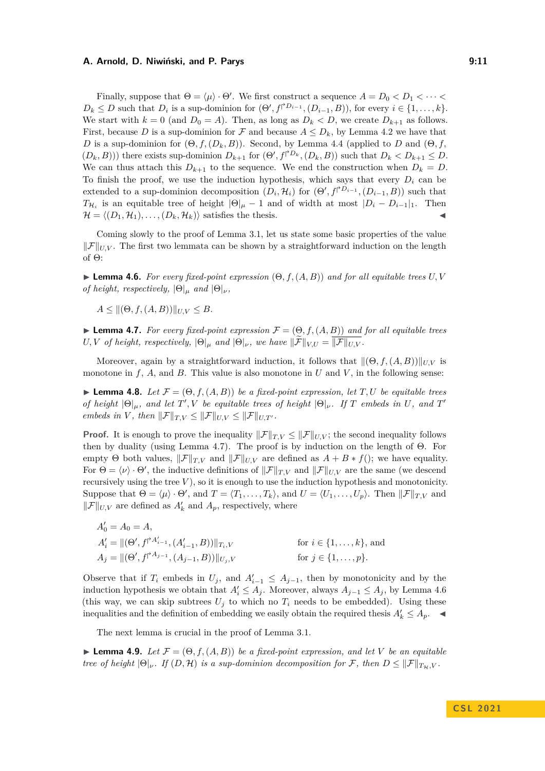Finally, suppose that $\Theta = \langle \mu \rangle \cdot \Theta'$. We first construct a sequence $A = D_0 < D_1 < \cdots < D_k \leq D$ such that $D_i$ is a sup-dominion for $(\Theta', f^{\restriction D_{i-1}}, (D_{i-1}, B))$, for every $i \in \{1, \ldots, k\}$. We start with $k = 0$ (and $D_0 = A$). Then, as long as $D_k < D$, we create $D_{k+1}$ as follows. First, because $D$ is a sup-dominion for $\mathcal{F}$ and because $A \leq D_k$, by Lemma 4.2 we have that $D$ is a sup-dominion for $(\Theta, f, (D_k, B))$. Second, by Lemma 4.4 (applied to $D$ and $(\Theta, f, (D_k, B))$) there exists sup-dominion $D_{k+1}$ for $(\Theta', f^{\restriction D_k}, (D_k, B))$ such that $D_k < D_{k+1} \leq D$. We can thus attach this $D_{k+1}$ to the sequence. We end the construction when $D_k = D$. To finish the proof, we use the induction hypothesis, which says that every $D_i$ can be extended to a sup-dominion decomposition $(D_i, \mathcal{H}_i)$ for $(\Theta', f^{\restriction D_{i-1}}, (D_{i-1}, B))$ such that $T_{\mathcal{H}_i}$ is an equitable tree of height $|\Theta|_\mu - 1$ and of width at most $|D_i - D_{i-1}|_1$. Then $\mathcal{H} = \langle (D_1, \mathcal{H}_1), \ldots, (D_k, \mathcal{H}_k) \rangle$ satisfies the thesis. ◀

Coming slowly to the proof of Lemma 3.1, let us state some basic properties of the value $\|\mathcal{F}\|_{U,V}$. The first two lemmata can be shown by a straightforward induction on the length of $\Theta$:

▶ **Lemma 4.6.** *For every fixed-point expression $(\Theta, f, (A, B))$ and for all equitable trees $U, V$ of height, respectively, $|\Theta|_\mu$ and $|\Theta|_\nu$,*

$$A \leq \|(\Theta, f, (A, B))\|_{U,V} \leq B.$$

▶ **Lemma 4.7.** *For every fixed-point expression $\mathcal{F} = (\Theta, f, (A, B))$ and for all equitable trees $U, V$ of height, respectively, $|\Theta|_\mu$ and $|\Theta|_\nu$, we have $\|\widetilde{\mathcal{F}}\|_{V,U} = \overline{\|\mathcal{F}\|_{U,V}}$.*

Moreover, again by a straightforward induction, it follows that $\|(\Theta, f, (A, B))\|_{U,V}$ is monotone in $f$, $A$, and $B$. This value is also monotone in $U$ and $V$, in the following sense:

▶ **Lemma 4.8.** *Let $\mathcal{F} = (\Theta, f, (A, B))$ be a fixed-point expression, let $T, U$ be equitable trees of height $|\Theta|_\mu$, and let $T', V$ be equitable trees of height $|\Theta|_\nu$. If $T$ embeds in $U$, and $T'$ embeds in $V$, then $\|\mathcal{F}\|_{T,V} \leq \|\mathcal{F}\|_{U,V} \leq \|\mathcal{F}\|_{U,T'}$.*

**Proof.** It is enough to prove the inequality $\|\mathcal{F}\|_{T,V} \leq \|\mathcal{F}\|_{U,V}$; the second inequality follows then by duality (using Lemma 4.7). The proof is by induction on the length of $\Theta$. For empty $\Theta$ both values, $\|\mathcal{F}\|_{T,V}$ and $\|\mathcal{F}\|_{U,V}$ are defined as $A + B * f()$; we have equality. For $\Theta = \langle \nu \rangle \cdot \Theta'$, the inductive definitions of $\|\mathcal{F}\|_{T,V}$ and $\|\mathcal{F}\|_{U,V}$ are the same (we descend recursively using the tree $V$), so it is enough to use the induction hypothesis and monotonicity. Suppose that $\Theta = \langle \mu \rangle \cdot \Theta'$, and $T = \langle T_1, \ldots, T_k \rangle$, and $U = \langle U_1, \ldots, U_p \rangle$. Then $\|\mathcal{F}\|_{T,V}$ and $\|\mathcal{F}\|_{U,V}$ are defined as $A'_k$ and $A_p$, respectively, where

$$
\begin{aligned}
A'_0 &= A_0 = A, \\
A'_i &= \|(\Theta', f^{\restriction A'_{i-1}}, (A'_{i-1}, B))\|_{T_i,V} && \text{for } i \in \{1, \ldots, k\}, \text{ and} \\
A_j &= \|(\Theta', f^{\restriction A_{j-1}}, (A_{j-1}, B))\|_{U_j,V} && \text{for } j \in \{1, \ldots, p\}.
\end{aligned}
$$

Observe that if $T_i$ embeds in $U_j$, and $A'_{i-1} \leq A_{j-1}$, then by monotonicity and by the induction hypothesis we obtain that $A'_i \leq A_j$. Moreover, always $A_{j-1} \leq A_j$, by Lemma 4.6 (this way, we can skip subtrees $U_j$ to which no $T_i$ needs to be embedded). Using these inequalities and the definition of embedding we easily obtain the required thesis $A'_k \leq A_p$. ◀

The next lemma is crucial in the proof of Lemma 3.1.

▶ **Lemma 4.9.** *Let $\mathcal{F} = (\Theta, f, (A, B))$ be a fixed-point expression, and let $V$ be an equitable tree of height $|\Theta|_\nu$. If $(D, \mathcal{H})$ is a sup-dominion decomposition for $\mathcal{F}$, then $D \leq \|\mathcal{F}\|_{T_\mathcal{H},V}$.*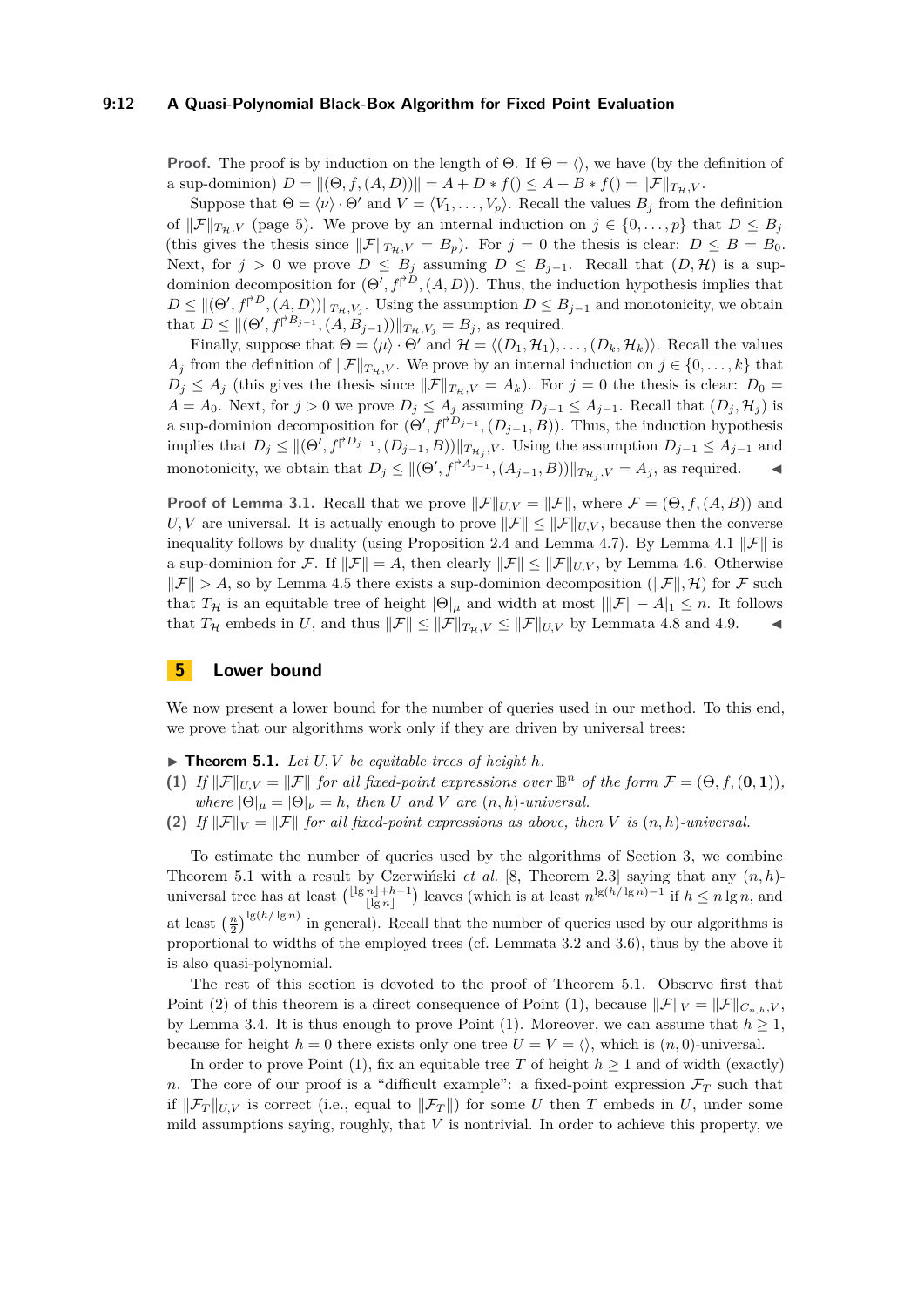**Proof.** The proof is by induction on the length of $\Theta$. If $\Theta = \langle\rangle$, we have (by the definition of a sup-dominion) $D = \|(\Theta, f, (A, D))\| = A + D * f() \leq A + B * f() = \|\mathcal{F}\|_{T_\mathcal{H}, V}$.

Suppose that $\Theta = \langle\nu\rangle \cdot \Theta'$ and $V = \langle V_1, \ldots, V_p\rangle$. Recall the values $B_j$ from the definition of $\|\mathcal{F}\|_{T_\mathcal{H}, V}$ (page 5). We prove by an internal induction on $j \in \{0, \ldots, p\}$ that $D \leq B_j$ (this gives the thesis since $\|\mathcal{F}\|_{T_\mathcal{H}, V} = B_p$). For $j = 0$ the thesis is clear: $D \leq B = B_0$. Next, for $j > 0$ we prove $D \leq B_j$ assuming $D \leq B_{j-1}$. Recall that $(D, \mathcal{H})$ is a sup-dominion decomposition for $(\Theta', f^{\restriction D}, (A, D))$. Thus, the induction hypothesis implies that $D \leq \|(\Theta', f^{\restriction D}, (A, D))\|_{T_\mathcal{H}, V_j}$. Using the assumption $D \leq B_{j-1}$ and monotonicity, we obtain that $D \leq \|(\Theta', f^{\restriction B_{j-1}}, (A, B_{j-1}))\|_{T_\mathcal{H}, V_j} = B_j$, as required.

Finally, suppose that $\Theta = \langle\mu\rangle \cdot \Theta'$ and $\mathcal{H} = \langle(D_1, \mathcal{H}_1), \ldots, (D_k, \mathcal{H}_k)\rangle$. Recall the values $A_j$ from the definition of $\|\mathcal{F}\|_{T_\mathcal{H}, V}$. We prove by an internal induction on $j \in \{0, \ldots, k\}$ that $D_j \leq A_j$ (this gives the thesis since $\|\mathcal{F}\|_{T_\mathcal{H}, V} = A_k$). For $j = 0$ the thesis is clear: $D_0 = A = A_0$. Next, for $j > 0$ we prove $D_j \leq A_j$ assuming $D_{j-1} \leq A_{j-1}$. Recall that $(D_j, \mathcal{H}_j)$ is a sup-dominion decomposition for $(\Theta', f^{\restriction D_{j-1}}, (D_{j-1}, B))$. Thus, the induction hypothesis implies that $D_j \leq \|(\Theta', f^{\restriction D_{j-1}}, (D_{j-1}, B))\|_{T_{\mathcal{H}_j}, V}$. Using the assumption $D_{j-1} \leq A_{j-1}$ and monotonicity, we obtain that $D_j \leq \|(\Theta', f^{\restriction A_{j-1}}, (A_{j-1}, B))\|_{T_{\mathcal{H}_j}, V} = A_j$, as required. ◀

**Proof of Lemma 3.1.** Recall that we prove $\|\mathcal{F}\|_{U,V} = \|\mathcal{F}\|$, where $\mathcal{F} = (\Theta, f, (A, B))$ and $U, V$ are universal. It is actually enough to prove $\|\mathcal{F}\| \leq \|\mathcal{F}\|_{U,V}$, because then the converse inequality follows by duality (using Proposition 2.4 and Lemma 4.7). By Lemma 4.1 $\|\mathcal{F}\|$ is a sup-dominion for $\mathcal{F}$. If $\|\mathcal{F}\| = A$, then clearly $\|\mathcal{F}\| \leq \|\mathcal{F}\|_{U,V}$, by Lemma 4.6. Otherwise $\|\mathcal{F}\| > A$, so by Lemma 4.5 there exists a sup-dominion decomposition $(\|\mathcal{F}\|, \mathcal{H})$ for $\mathcal{F}$ such that $T_\mathcal{H}$ is an equitable tree of height $|\Theta|_\mu$ and width at most $|\|\mathcal{F}\| - A|_1 \leq n$. It follows that $T_\mathcal{H}$ embeds in $U$, and thus $\|\mathcal{F}\| \leq \|\mathcal{F}\|_{T_\mathcal{H}, V} \leq \|\mathcal{F}\|_{U,V}$ by Lemmata 4.8 and 4.9. ◀

## 5 Lower bound

We now present a lower bound for the number of queries used in our method. To this end, we prove that our algorithms work only if they are driven by universal trees:

▶ **Theorem 5.1.** *Let $U, V$ be equitable trees of height $h$.*

**(1)** *If $\|\mathcal{F}\|_{U,V} = \|\mathcal{F}\|$ for all fixed-point expressions over $\mathbb{B}^n$ of the form $\mathcal{F} = (\Theta, f, (\mathbf{0}, \mathbf{1}))$, where $|\Theta|_\mu = |\Theta|_\nu = h$, then $U$ and $V$ are $(n, h)$-universal.*

**(2)** *If $\|\mathcal{F}\|_V = \|\mathcal{F}\|$ for all fixed-point expressions as above, then $V$ is $(n, h)$-universal.*

To estimate the number of queries used by the algorithms of Section 3, we combine Theorem 5.1 with a result by Czerwiński *et al.* [8, Theorem 2.3] saying that any $(n, h)$-universal tree has at least $\binom{\lfloor \lg n \rfloor + h - 1}{\lfloor \lg n \rfloor}$ leaves (which is at least $n^{\lg(h/\lg n) - 1}$ if $h \leq n \lg n$, and at least $\left(\frac{n}{2}\right)^{\lg(h/\lg n)}$ in general). Recall that the number of queries used by our algorithms is proportional to widths of the employed trees (cf. Lemmata 3.2 and 3.6), thus by the above it is also quasi-polynomial.

The rest of this section is devoted to the proof of Theorem 5.1. Observe first that Point (2) of this theorem is a direct consequence of Point (1), because $\|\mathcal{F}\|_V = \|\mathcal{F}\|_{C_{n,h}, V}$, by Lemma 3.4. It is thus enough to prove Point (1). Moreover, we can assume that $h \geq 1$, because for height $h = 0$ there exists only one tree $U = V = \langle\rangle$, which is $(n, 0)$-universal.

In order to prove Point (1), fix an equitable tree $T$ of height $h \geq 1$ and of width (exactly) $n$. The core of our proof is a "difficult example": a fixed-point expression $\mathcal{F}_T$ such that if $\|\mathcal{F}_T\|_{U,V}$ is correct (i.e., equal to $\|\mathcal{F}_T\|$) for some $U$ then $T$ embeds in $U$, under some mild assumptions saying, roughly, that $V$ is nontrivial. In order to achieve this property, we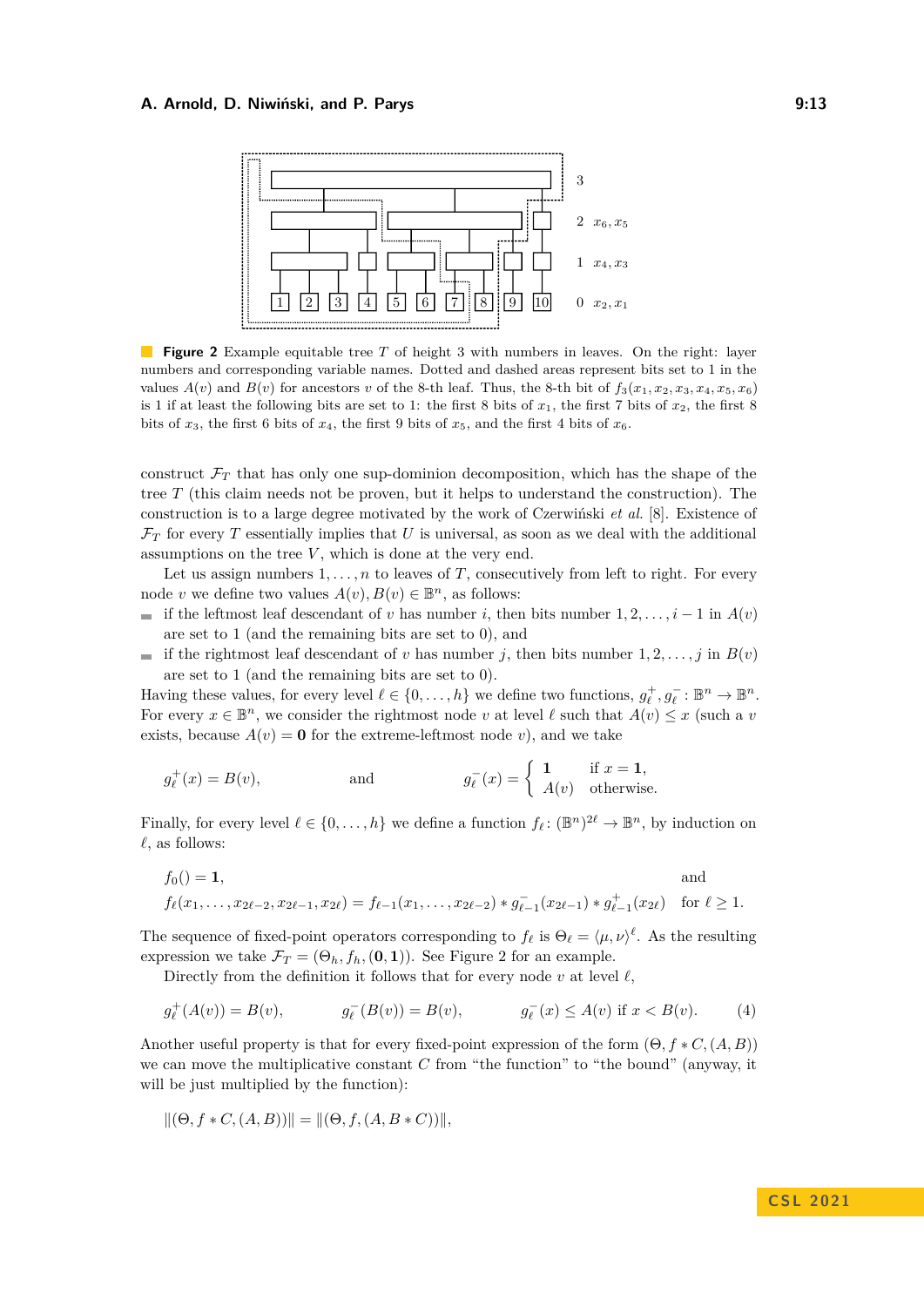**Figure 2** Example equitable tree $T$ of height 3 with numbers in leaves. On the right: layer numbers and corresponding variable names. Dotted and dashed areas represent bits set to 1 in the values $A(v)$ and $B(v)$ for ancestors $v$ of the 8-th leaf. Thus, the 8-th bit of $f_3(x_1, x_2, x_3, x_4, x_5, x_6)$ is 1 if at least the following bits are set to 1: the first 8 bits of $x_1$, the first 7 bits of $x_2$, the first 8 bits of $x_3$, the first 6 bits of $x_4$, the first 9 bits of $x_5$, and the first 4 bits of $x_6$.

construct $\mathcal{F}_T$ that has only one sup-dominion decomposition, which has the shape of the tree $T$ (this claim needs not be proven, but it helps to understand the construction). The construction is to a large degree motivated by the work of Czerwiński *et al.* [8]. Existence of $\mathcal{F}_T$ for every $T$ essentially implies that $U$ is universal, as soon as we deal with the additional assumptions on the tree $V$, which is done at the very end.

Let us assign numbers $1, \dots, n$ to leaves of $T$, consecutively from left to right. For every node $v$ we define two values $A(v), B(v) \in \mathbb{B}^n$, as follows:

- if the leftmost leaf descendant of $v$ has number $i$, then bits number $1, 2, \dots, i-1$ in $A(v)$ are set to 1 (and the remaining bits are set to 0), and
- if the rightmost leaf descendant of $v$ has number $j$, then bits number $1, 2, \dots, j$ in $B(v)$ are set to 1 (and the remaining bits are set to 0).

Having these values, for every level $\ell \in \{0, \dots, h\}$ we define two functions, $g_\ell^+, g_\ell^- : \mathbb{B}^n \to \mathbb{B}^n$. For every $x \in \mathbb{B}^n$, we consider the rightmost node $v$ at level $\ell$ such that $A(v) \le x$ (such a $v$ exists, because $A(v) = \mathbf{0}$ for the extreme-leftmost node $v$), and we take

$$g_\ell^+(x) = B(v), \qquad \text{and} \qquad g_\ell^-(x) = \begin{cases} \mathbf{1} & \text{if } x = \mathbf{1}, \\ A(v) & \text{otherwise.} \end{cases}$$

Finally, for every level $\ell \in \{0, \dots, h\}$ we define a function $f_\ell \colon (\mathbb{B}^n)^{2\ell} \to \mathbb{B}^n$, by induction on $\ell$, as follows:

$$f_0() = \mathbf{1}, \qquad \text{and}$$
$$f_\ell(x_1, \dots, x_{2\ell-2}, x_{2\ell-1}, x_{2\ell}) = f_{\ell-1}(x_1, \dots, x_{2\ell-2}) * g_{\ell-1}^-(x_{2\ell-1}) * g_{\ell-1}^+(x_{2\ell}) \quad \text{for } \ell \ge 1.$$

The sequence of fixed-point operators corresponding to $f_\ell$ is $\Theta_\ell = \langle \mu, \nu \rangle^\ell$. As the resulting expression we take $\mathcal{F}_T = (\Theta_h, f_h, (\mathbf{0}, \mathbf{1}))$. See Figure 2 for an example.

Directly from the definition it follows that for every node $v$ at level $\ell$,

$$g_\ell^+(A(v)) = B(v), \qquad g_\ell^-(B(v)) = B(v), \qquad g_\ell^-(x) \le A(v) \text{ if } x < B(v). \tag{4}$$

Another useful property is that for every fixed-point expression of the form $(\Theta, f * C, (A, B))$ we can move the multiplicative constant $C$ from "the function" to "the bound" (anyway, it will be just multiplied by the function):

$$\|(\Theta, f * C, (A, B))\| = \|(\Theta, f, (A, B * C))\|,$$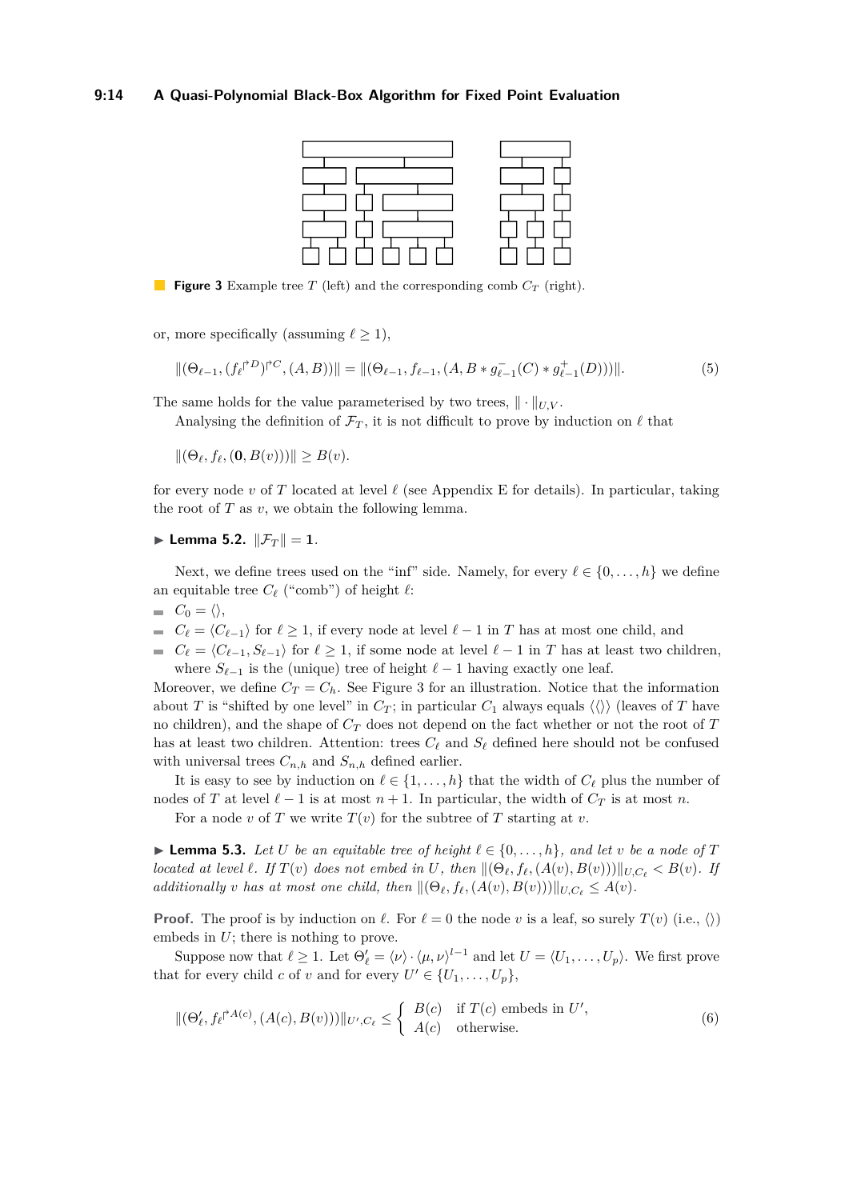**Figure 3** Example tree $T$ (left) and the corresponding comb $C_T$ (right).

or, more specifically (assuming $\ell \geq 1$),

$$\|(\Theta_{\ell-1}, (f_\ell{\restriction^D})^{\restriction C}, (A, B))\| = \|(\Theta_{\ell-1}, f_{\ell-1}, (A, B * g^-_{\ell-1}(C) * g^+_{\ell-1}(D)))\|. \tag{5}$$

The same holds for the value parameterised by two trees, $\|\cdot\|_{U,V}$.

Analysing the definition of $\mathcal{F}_T$, it is not difficult to prove by induction on $\ell$ that

$$\|(\Theta_\ell, f_\ell, (\mathbf{0}, B(v)))\| \geq B(v).$$

for every node $v$ of $T$ located at level $\ell$ (see Appendix E for details). In particular, taking the root of $T$ as $v$, we obtain the following lemma.

▶ **Lemma 5.2.** $\|\mathcal{F}_T\| = \mathbf{1}$.

Next, we define trees used on the "inf" side. Namely, for every $\ell \in \{0, \dots, h\}$ we define an equitable tree $C_\ell$ ("comb") of height $\ell$:

- $C_0 = \langle\rangle$,
- $C_\ell = \langle C_{\ell-1}\rangle$ for $\ell \geq 1$, if every node at level $\ell - 1$ in $T$ has at most one child, and
- $C_\ell = \langle C_{\ell-1}, S_{\ell-1}\rangle$ for $\ell \geq 1$, if some node at level $\ell - 1$ in $T$ has at least two children, where $S_{\ell-1}$ is the (unique) tree of height $\ell - 1$ having exactly one leaf.

Moreover, we define $C_T = C_h$. See Figure 3 for an illustration. Notice that the information about $T$ is "shifted by one level" in $C_T$; in particular $C_1$ always equals $\langle\langle\rangle\rangle$ (leaves of $T$ have no children), and the shape of $C_T$ does not depend on the fact whether or not the root of $T$ has at least two children. Attention: trees $C_\ell$ and $S_\ell$ defined here should not be confused with universal trees $C_{n,h}$ and $S_{n,h}$ defined earlier.

It is easy to see by induction on $\ell \in \{1, \dots, h\}$ that the width of $C_\ell$ plus the number of nodes of $T$ at level $\ell - 1$ is at most $n + 1$. In particular, the width of $C_T$ is at most $n$.

For a node $v$ of $T$ we write $T(v)$ for the subtree of $T$ starting at $v$.

▶ **Lemma 5.3.** *Let $U$ be an equitable tree of height $\ell \in \{0, \dots, h\}$, and let $v$ be a node of $T$ located at level $\ell$. If $T(v)$ does not embed in $U$, then $\|(\Theta_\ell, f_\ell, (A(v), B(v)))\|_{U,C_\ell} < B(v)$. If additionally $v$ has at most one child, then $\|(\Theta_\ell, f_\ell, (A(v), B(v)))\|_{U,C_\ell} \leq A(v)$.*

**Proof.** The proof is by induction on $\ell$. For $\ell = 0$ the node $v$ is a leaf, so surely $T(v)$ (i.e., $\langle\rangle$) embeds in $U$; there is nothing to prove.

Suppose now that $\ell \geq 1$. Let $\Theta'_\ell = \langle\nu\rangle \cdot \langle\mu, \nu\rangle^{l-1}$ and let $U = \langle U_1, \dots, U_p\rangle$. We first prove that for every child $c$ of $v$ and for every $U' \in \{U_1, \dots, U_p\}$,

$$\|(\Theta'_\ell, f_\ell{\restriction^{A(c)}}, (A(c), B(v)))\|_{U',C_\ell} \leq \begin{cases} B(c) & \text{if } T(c) \text{ embeds in } U', \\ A(c) & \text{otherwise.} \end{cases} \tag{6}$$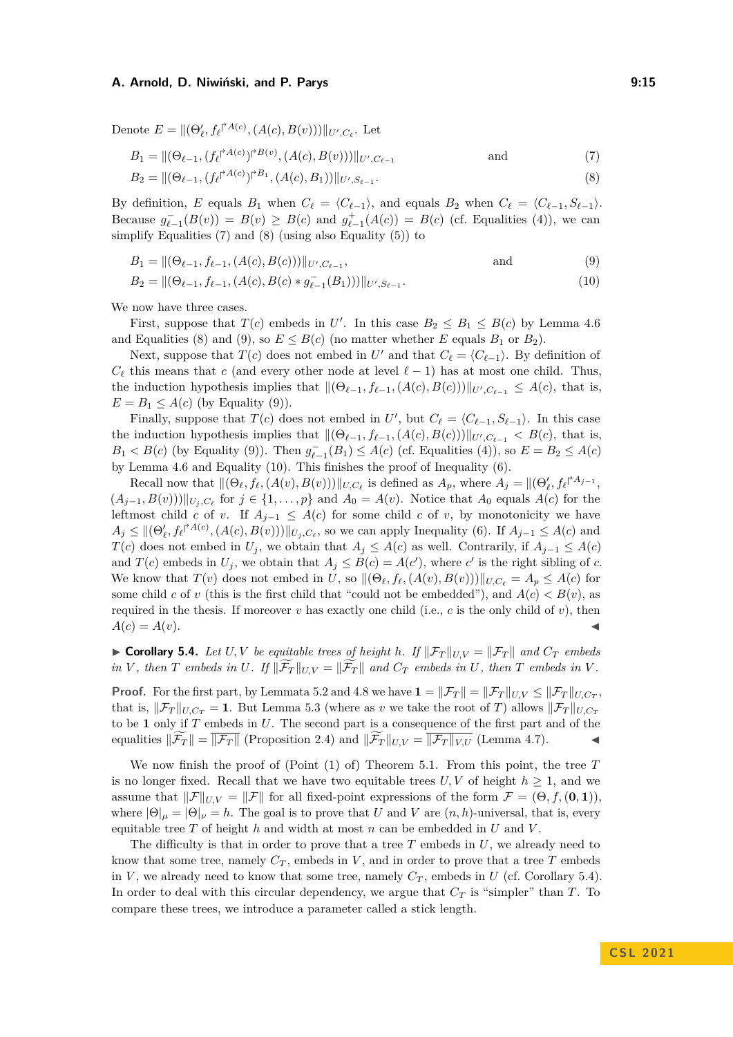Denote $E = \|(\Theta'_\ell, f_\ell{}^{\restriction A(c)}, (A(c), B(v)))\|_{U', C_\ell}$. Let

$$B_1 = \|(\Theta_{\ell-1}, (f_\ell{}^{\restriction A(c)})^{\restriction B(v)}, (A(c), B(v)))\|_{U', C_{\ell-1}} \qquad \text{and} \tag{7}$$

$$B_2 = \|(\Theta_{\ell-1}, (f_\ell{}^{\restriction A(c)})^{\restriction B_1}, (A(c), B_1))\|_{U', S_{\ell-1}}. \tag{8}$$

By definition, $E$ equals $B_1$ when $C_\ell = \langle C_{\ell-1}\rangle$, and equals $B_2$ when $C_\ell = \langle C_{\ell-1}, S_{\ell-1}\rangle$. Because $g^-_{\ell-1}(B(v)) = B(v) \geq B(c)$ and $g^+_{\ell-1}(A(c)) = B(c)$ (cf. Equalities (4)), we can simplify Equalities (7) and (8) (using also Equality (5)) to

$$B_1 = \|(\Theta_{\ell-1}, f_{\ell-1}, (A(c), B(c)))\|_{U', C_{\ell-1}}, \qquad \text{and} \tag{9}$$

$$B_2 = \|(\Theta_{\ell-1}, f_{\ell-1}, (A(c), B(c) * g^-_{\ell-1}(B_1)))\|_{U', S_{\ell-1}}. \tag{10}$$

We now have three cases.

First, suppose that $T(c)$ embeds in $U'$. In this case $B_2 \leq B_1 \leq B(c)$ by Lemma 4.6 and Equalities (8) and (9), so $E \leq B(c)$ (no matter whether $E$ equals $B_1$ or $B_2$).

Next, suppose that $T(c)$ does not embed in $U'$ and that $C_\ell = \langle C_{\ell-1}\rangle$. By definition of $C_\ell$ this means that $c$ (and every other node at level $\ell - 1$) has at most one child. Thus, the induction hypothesis implies that $\|(\Theta_{\ell-1}, f_{\ell-1}, (A(c), B(c)))\|_{U', C_{\ell-1}} \leq A(c)$, that is, $E = B_1 \leq A(c)$ (by Equality (9)).

Finally, suppose that $T(c)$ does not embed in $U'$, but $C_\ell = \langle C_{\ell-1}, S_{\ell-1}\rangle$. In this case the induction hypothesis implies that $\|(\Theta_{\ell-1}, f_{\ell-1}, (A(c), B(c)))\|_{U', C_{\ell-1}} < B(c)$, that is, $B_1 < B(c)$ (by Equality (9)). Then $g^-_{\ell-1}(B_1) \leq A(c)$ (cf. Equalities (4)), so $E = B_2 \leq A(c)$ by Lemma 4.6 and Equality (10). This finishes the proof of Inequality (6).

Recall now that $\|(\Theta_\ell, f_\ell, (A(v), B(v)))\|_{U, C_\ell}$ is defined as $A_p$, where $A_j = \|(\Theta'_\ell, f_\ell{}^{\restriction A_{j-1}}, (A_{j-1}, B(v)))\|_{U_j, C_\ell}$ for $j \in \{1, \dots, p\}$ and $A_0 = A(v)$. Notice that $A_0$ equals $A(c)$ for the leftmost child $c$ of $v$. If $A_{j-1} \leq A(c)$ for some child $c$ of $v$, by monotonicity we have $A_j \leq \|(\Theta'_\ell, f_\ell{}^{\restriction A(c)}, (A(c), B(v)))\|_{U_j, C_\ell}$, so we can apply Inequality (6). If $A_{j-1} \leq A(c)$ and $T(c)$ does not embed in $U_j$, we obtain that $A_j \leq A(c)$ as well. Contrarily, if $A_{j-1} \leq A(c)$ and $T(c)$ embeds in $U_j$, we obtain that $A_j \leq B(c) = A(c')$, where $c'$ is the right sibling of $c$. We know that $T(v)$ does not embed in $U$, so $\|(\Theta_\ell, f_\ell, (A(v), B(v)))\|_{U, C_\ell} = A_p \leq A(c)$ for some child $c$ of $v$ (this is the first child that "could not be embedded"), and $A(c) < B(v)$, as required in the thesis. If moreover $v$ has exactly one child (i.e., $c$ is the only child of $v$), then $A(c) = A(v)$. ◀

▶ **Corollary 5.4.** *Let $U, V$ be equitable trees of height $h$. If $\|\mathcal{F}_T\|_{U,V} = \|\mathcal{F}_T\|$ and $C_T$ embeds in $V$, then $T$ embeds in $U$. If $\|\widetilde{\mathcal{F}_T}\|_{U,V} = \|\widetilde{\mathcal{F}_T}\|$ and $C_T$ embeds in $U$, then $T$ embeds in $V$.*

**Proof.** For the first part, by Lemmata 5.2 and 4.8 we have $\mathbf{1} = \|\mathcal{F}_T\| = \|\mathcal{F}_T\|_{U,V} \leq \|\mathcal{F}_T\|_{U, C_T}$, that is, $\|\mathcal{F}_T\|_{U, C_T} = \mathbf{1}$. But Lemma 5.3 (where as $v$ we take the root of $T$) allows $\|\mathcal{F}_T\|_{U, C_T}$ to be $\mathbf{1}$ only if $T$ embeds in $U$. The second part is a consequence of the first part and of the equalities $\|\widetilde{\mathcal{F}_T}\| = \overline{\|\mathcal{F}_T\|}$ (Proposition 2.4) and $\|\widetilde{\mathcal{F}_T}\|_{U,V} = \overline{\|\mathcal{F}_T\|_{V,U}}$ (Lemma 4.7). ◀

We now finish the proof of (Point (1) of) Theorem 5.1. From this point, the tree $T$ is no longer fixed. Recall that we have two equitable trees $U, V$ of height $h \geq 1$, and we assume that $\|\mathcal{F}\|_{U,V} = \|\mathcal{F}\|$ for all fixed-point expressions of the form $\mathcal{F} = (\Theta, f, (\mathbf{0}, \mathbf{1}))$, where $|\Theta|_\mu = |\Theta|_\nu = h$. The goal is to prove that $U$ and $V$ are $(n, h)$-universal, that is, every equitable tree $T$ of height $h$ and width at most $n$ can be embedded in $U$ and $V$.

The difficulty is that in order to prove that a tree $T$ embeds in $U$, we already need to know that some tree, namely $C_T$, embeds in $V$, and in order to prove that a tree $T$ embeds in $V$, we already need to know that some tree, namely $C_T$, embeds in $U$ (cf. Corollary 5.4). In order to deal with this circular dependency, we argue that $C_T$ is "simpler" than $T$. To compare these trees, we introduce a parameter called a stick length.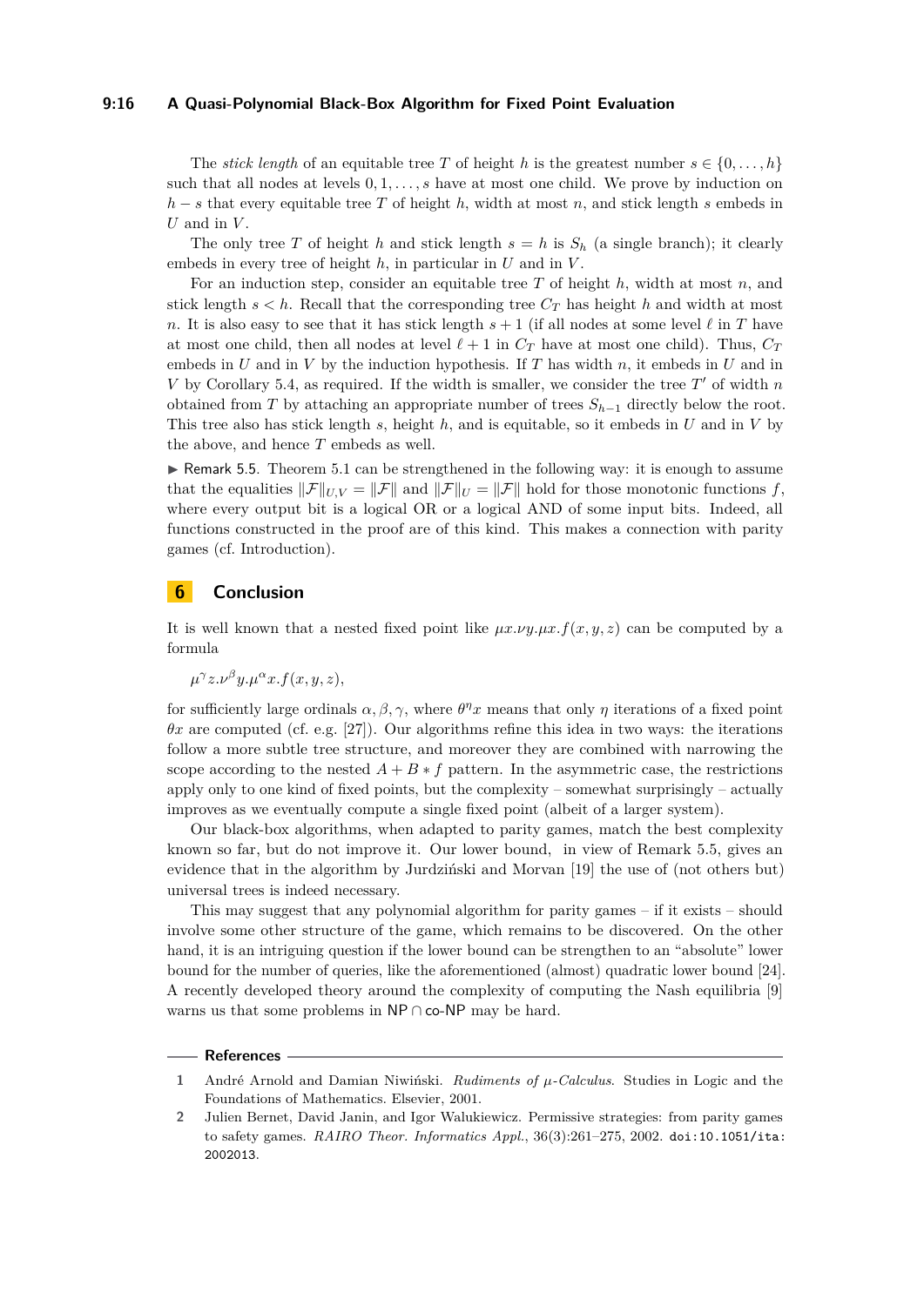The *stick length* of an equitable tree $T$ of height $h$ is the greatest number $s \in \{0, \dots, h\}$ such that all nodes at levels $0, 1, \dots, s$ have at most one child. We prove by induction on $h - s$ that every equitable tree $T$ of height $h$, width at most $n$, and stick length $s$ embeds in $U$ and in $V$.

The only tree $T$ of height $h$ and stick length $s = h$ is $S_h$ (a single branch); it clearly embeds in every tree of height $h$, in particular in $U$ and in $V$.

For an induction step, consider an equitable tree $T$ of height $h$, width at most $n$, and stick length $s < h$. Recall that the corresponding tree $C_T$ has height $h$ and width at most $n$. It is also easy to see that it has stick length $s + 1$ (if all nodes at some level $\ell$ in $T$ have at most one child, then all nodes at level $\ell + 1$ in $C_T$ have at most one child). Thus, $C_T$ embeds in $U$ and in $V$ by the induction hypothesis. If $T$ has width $n$, it embeds in $U$ and in $V$ by Corollary 5.4, as required. If the width is smaller, we consider the tree $T'$ of width $n$ obtained from $T$ by attaching an appropriate number of trees $S_{h-1}$ directly below the root. This tree also has stick length $s$, height $h$, and is equitable, so it embeds in $U$ and in $V$ by the above, and hence $T$ embeds as well.

▶ Remark 5.5. Theorem 5.1 can be strengthened in the following way: it is enough to assume that the equalities $\|\mathcal{F}\|_{U,V} = \|\mathcal{F}\|$ and $\|\mathcal{F}\|_U = \|\mathcal{F}\|$ hold for those monotonic functions $f$, where every output bit is a logical OR or a logical AND of some input bits. Indeed, all functions constructed in the proof are of this kind. This makes a connection with parity games (cf. Introduction).

## 6 Conclusion

It is well known that a nested fixed point like $\mu x.\nu y.\mu x.f(x, y, z)$ can be computed by a formula

$$\mu^\gamma z.\nu^\beta y.\mu^\alpha x.f(x, y, z),$$

for sufficiently large ordinals $\alpha, \beta, \gamma$, where $\theta^\eta x$ means that only $\eta$ iterations of a fixed point $\theta x$ are computed (cf. e.g. [27]). Our algorithms refine this idea in two ways: the iterations follow a more subtle tree structure, and moreover they are combined with narrowing the scope according to the nested $A + B * f$ pattern. In the asymmetric case, the restrictions apply only to one kind of fixed points, but the complexity – somewhat surprisingly – actually improves as we eventually compute a single fixed point (albeit of a larger system).

Our black-box algorithms, when adapted to parity games, match the best complexity known so far, but do not improve it. Our lower bound, in view of Remark 5.5, gives an evidence that in the algorithm by Jurdziński and Morvan [19] the use of (not others but) universal trees is indeed necessary.

This may suggest that any polynomial algorithm for parity games – if it exists – should involve some other structure of the game, which remains to be discovered. On the other hand, it is an intriguing question if the lower bound can be strengthen to an "absolute" lower bound for the number of queries, like the aforementioned (almost) quadratic lower bound [24]. A recently developed theory around the complexity of computing the Nash equilibria [9] warns us that some problems in NP ∩ co-NP may be hard.

## References

1. André Arnold and Damian Niwiński. *Rudiments of μ-Calculus*. Studies in Logic and the Foundations of Mathematics. Elsevier, 2001.
2. Julien Bernet, David Janin, and Igor Walukiewicz. Permissive strategies: from parity games to safety games. *RAIRO Theor. Informatics Appl.*, 36(3):261–275, 2002. doi:10.1051/ita:2002013.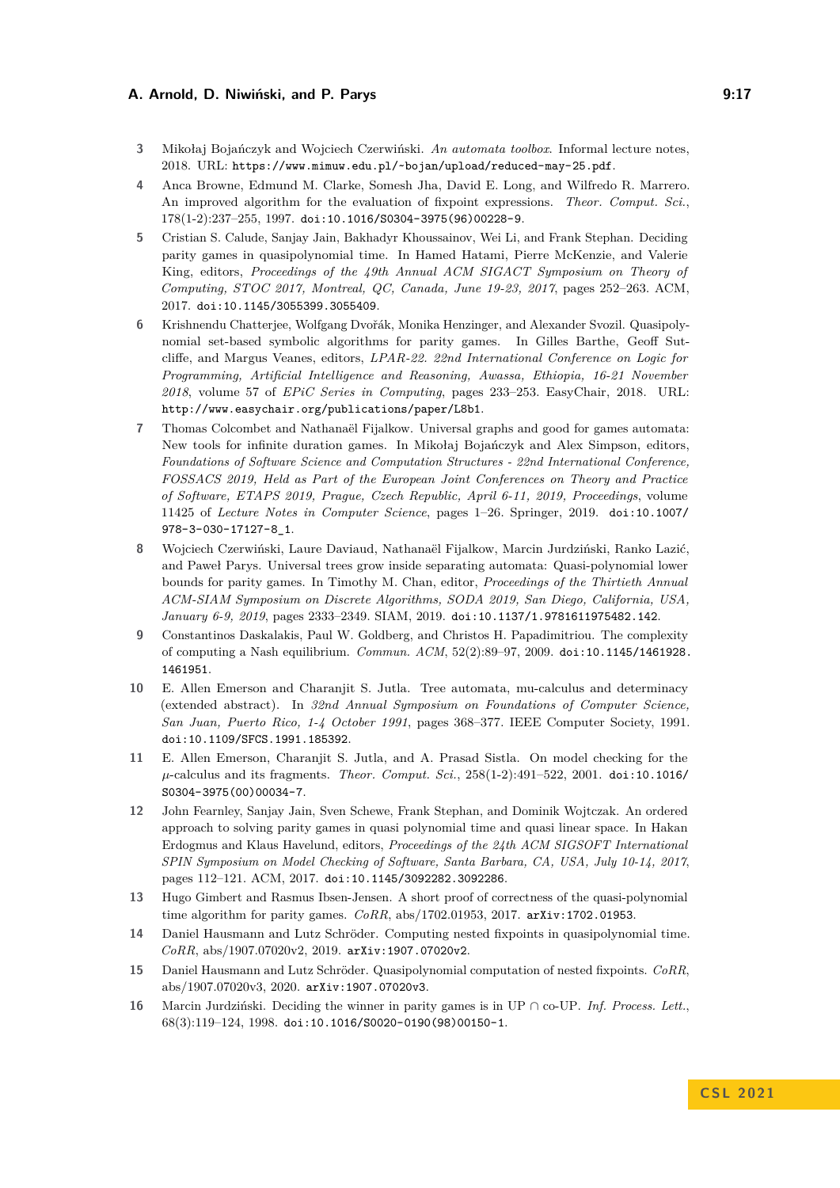3. Mikołaj Bojańczyk and Wojciech Czerwiński. *An automata toolbox*. Informal lecture notes, 2018. URL: https://www.mimuw.edu.pl/~bojan/upload/reduced-may-25.pdf.
4. Anca Browne, Edmund M. Clarke, Somesh Jha, David E. Long, and Wilfredo R. Marrero. An improved algorithm for the evaluation of fixpoint expressions. *Theor. Comput. Sci.*, 178(1-2):237–255, 1997. doi:10.1016/S0304-3975(96)00228-9.
5. Cristian S. Calude, Sanjay Jain, Bakhadyr Khoussainov, Wei Li, and Frank Stephan. Deciding parity games in quasipolynomial time. In Hamed Hatami, Pierre McKenzie, and Valerie King, editors, *Proceedings of the 49th Annual ACM SIGACT Symposium on Theory of Computing, STOC 2017, Montreal, QC, Canada, June 19-23, 2017*, pages 252–263. ACM, 2017. doi:10.1145/3055399.3055409.
6. Krishnendu Chatterjee, Wolfgang Dvořák, Monika Henzinger, and Alexander Svozil. Quasipolynomial set-based symbolic algorithms for parity games. In Gilles Barthe, Geoff Sutcliffe, and Margus Veanes, editors, *LPAR-22. 22nd International Conference on Logic for Programming, Artificial Intelligence and Reasoning, Awassa, Ethiopia, 16-21 November 2018*, volume 57 of *EPiC Series in Computing*, pages 233–253. EasyChair, 2018. URL: http://www.easychair.org/publications/paper/L8b1.
7. Thomas Colcombet and Nathanaël Fijalkow. Universal graphs and good for games automata: New tools for infinite duration games. In Mikołaj Bojańczyk and Alex Simpson, editors, *Foundations of Software Science and Computation Structures - 22nd International Conference, FOSSACS 2019, Held as Part of the European Joint Conferences on Theory and Practice of Software, ETAPS 2019, Prague, Czech Republic, April 6-11, 2019, Proceedings*, volume 11425 of *Lecture Notes in Computer Science*, pages 1–26. Springer, 2019. doi:10.1007/978-3-030-17127-8_1.
8. Wojciech Czerwiński, Laure Daviaud, Nathanaël Fijalkow, Marcin Jurdziński, Ranko Lazić, and Paweł Parys. Universal trees grow inside separating automata: Quasi-polynomial lower bounds for parity games. In Timothy M. Chan, editor, *Proceedings of the Thirtieth Annual ACM-SIAM Symposium on Discrete Algorithms, SODA 2019, San Diego, California, USA, January 6-9, 2019*, pages 2333–2349. SIAM, 2019. doi:10.1137/1.9781611975482.142.
9. Constantinos Daskalakis, Paul W. Goldberg, and Christos H. Papadimitriou. The complexity of computing a Nash equilibrium. *Commun. ACM*, 52(2):89–97, 2009. doi:10.1145/1461928.1461951.
10. E. Allen Emerson and Charanjit S. Jutla. Tree automata, mu-calculus and determinacy (extended abstract). In *32nd Annual Symposium on Foundations of Computer Science, San Juan, Puerto Rico, 1-4 October 1991*, pages 368–377. IEEE Computer Society, 1991. doi:10.1109/SFCS.1991.185392.
11. E. Allen Emerson, Charanjit S. Jutla, and A. Prasad Sistla. On model checking for the $\mu$-calculus and its fragments. *Theor. Comput. Sci.*, 258(1-2):491–522, 2001. doi:10.1016/S0304-3975(00)00034-7.
12. John Fearnley, Sanjay Jain, Sven Schewe, Frank Stephan, and Dominik Wojtczak. An ordered approach to solving parity games in quasi polynomial time and quasi linear space. In Hakan Erdogmus and Klaus Havelund, editors, *Proceedings of the 24th ACM SIGSOFT International SPIN Symposium on Model Checking of Software, Santa Barbara, CA, USA, July 10-14, 2017*, pages 112–121. ACM, 2017. doi:10.1145/3092282.3092286.
13. Hugo Gimbert and Rasmus Ibsen-Jensen. A short proof of correctness of the quasi-polynomial time algorithm for parity games. *CoRR*, abs/1702.01953, 2017. arXiv:1702.01953.
14. Daniel Hausmann and Lutz Schröder. Computing nested fixpoints in quasipolynomial time. *CoRR*, abs/1907.07020v2, 2019. arXiv:1907.07020v2.
15. Daniel Hausmann and Lutz Schröder. Quasipolynomial computation of nested fixpoints. *CoRR*, abs/1907.07020v3, 2020. arXiv:1907.07020v3.
16. Marcin Jurdziński. Deciding the winner in parity games is in UP $\cap$ co-UP. *Inf. Process. Lett.*, 68(3):119–124, 1998. doi:10.1016/S0020-0190(98)00150-1.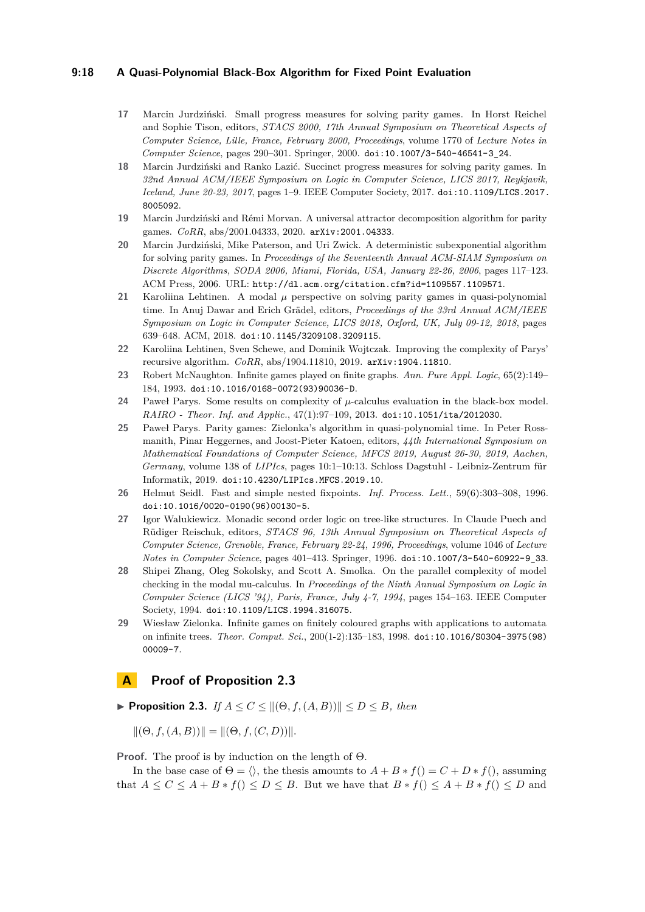17. Marcin Jurdziński. Small progress measures for solving parity games. In Horst Reichel and Sophie Tison, editors, *STACS 2000, 17th Annual Symposium on Theoretical Aspects of Computer Science, Lille, France, February 2000, Proceedings*, volume 1770 of *Lecture Notes in Computer Science*, pages 290–301. Springer, 2000. doi:10.1007/3-540-46541-3_24.
18. Marcin Jurdziński and Ranko Lazić. Succinct progress measures for solving parity games. In *32nd Annual ACM/IEEE Symposium on Logic in Computer Science, LICS 2017, Reykjavik, Iceland, June 20-23, 2017*, pages 1–9. IEEE Computer Society, 2017. doi:10.1109/LICS.2017.8005092.
19. Marcin Jurdziński and Rémi Morvan. A universal attractor decomposition algorithm for parity games. *CoRR*, abs/2001.04333, 2020. arXiv:2001.04333.
20. Marcin Jurdziński, Mike Paterson, and Uri Zwick. A deterministic subexponential algorithm for solving parity games. In *Proceedings of the Seventeenth Annual ACM-SIAM Symposium on Discrete Algorithms, SODA 2006, Miami, Florida, USA, January 22-26, 2006*, pages 117–123. ACM Press, 2006. URL: http://dl.acm.org/citation.cfm?id=1109557.1109571.
21. Karoliina Lehtinen. A modal $\mu$ perspective on solving parity games in quasi-polynomial time. In Anuj Dawar and Erich Grädel, editors, *Proceedings of the 33rd Annual ACM/IEEE Symposium on Logic in Computer Science, LICS 2018, Oxford, UK, July 09-12, 2018*, pages 639–648. ACM, 2018. doi:10.1145/3209108.3209115.
22. Karoliina Lehtinen, Sven Schewe, and Dominik Wojtczak. Improving the complexity of Parys' recursive algorithm. *CoRR*, abs/1904.11810, 2019. arXiv:1904.11810.
23. Robert McNaughton. Infinite games played on finite graphs. *Ann. Pure Appl. Logic*, 65(2):149–184, 1993. doi:10.1016/0168-0072(93)90036-D.
24. Paweł Parys. Some results on complexity of $\mu$-calculus evaluation in the black-box model. *RAIRO - Theor. Inf. and Applic.*, 47(1):97–109, 2013. doi:10.1051/ita/2012030.
25. Paweł Parys. Parity games: Zielonka's algorithm in quasi-polynomial time. In Peter Rossmanith, Pinar Heggernes, and Joost-Pieter Katoen, editors, *44th International Symposium on Mathematical Foundations of Computer Science, MFCS 2019, August 26-30, 2019, Aachen, Germany*, volume 138 of *LIPIcs*, pages 10:1–10:13. Schloss Dagstuhl - Leibniz-Zentrum für Informatik, 2019. doi:10.4230/LIPIcs.MFCS.2019.10.
26. Helmut Seidl. Fast and simple nested fixpoints. *Inf. Process. Lett.*, 59(6):303–308, 1996. doi:10.1016/0020-0190(96)00130-5.
27. Igor Walukiewicz. Monadic second order logic on tree-like structures. In Claude Puech and Rüdiger Reischuk, editors, *STACS 96, 13th Annual Symposium on Theoretical Aspects of Computer Science, Grenoble, France, February 22-24, 1996, Proceedings*, volume 1046 of *Lecture Notes in Computer Science*, pages 401–413. Springer, 1996. doi:10.1007/3-540-60922-9_33.
28. Shipei Zhang, Oleg Sokolsky, and Scott A. Smolka. On the parallel complexity of model checking in the modal mu-calculus. In *Proceedings of the Ninth Annual Symposium on Logic in Computer Science (LICS '94), Paris, France, July 4-7, 1994*, pages 154–163. IEEE Computer Society, 1994. doi:10.1109/LICS.1994.316075.
29. Wiesław Zielonka. Infinite games on finitely coloured graphs with applications to automata on infinite trees. *Theor. Comput. Sci.*, 200(1-2):135–183, 1998. doi:10.1016/S0304-3975(98)00009-7.

## A Proof of Proposition 2.3

▶ **Proposition 2.3.** *If* $A \leq C \leq \|(\Theta, f, (A, B))\| \leq D \leq B$*, then*

$$\|(\Theta, f, (A, B))\| = \|(\Theta, f, (C, D))\|.$$

**Proof.** The proof is by induction on the length of $\Theta$.

In the base case of $\Theta = \langle\rangle$, the thesis amounts to $A + B * f() = C + D * f()$, assuming that $A \leq C \leq A + B * f() \leq D \leq B$. But we have that $B * f() \leq A + B * f() \leq D$ and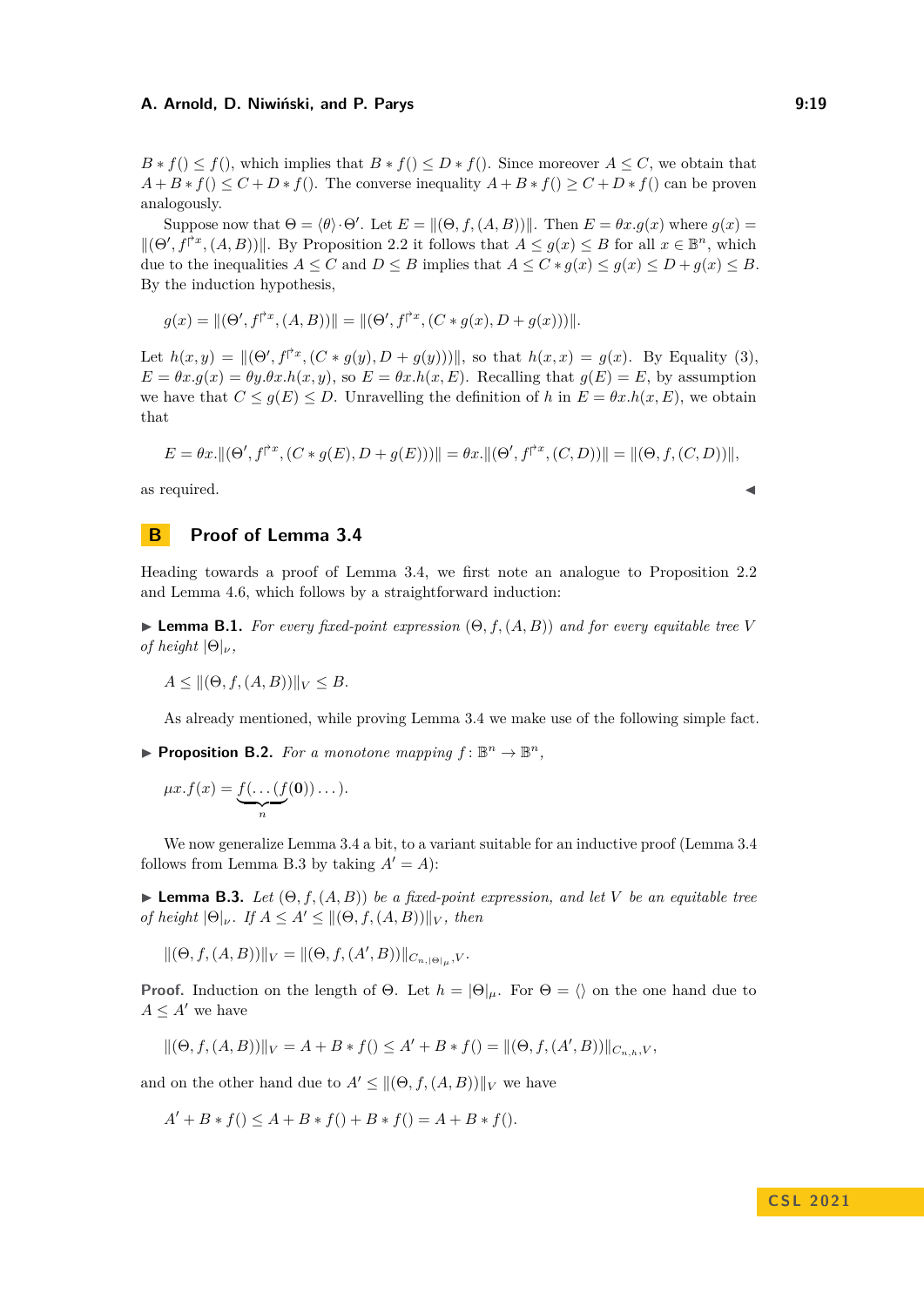$B * f() \le f()$, which implies that $B * f() \le D * f()$. Since moreover $A \le C$, we obtain that $A + B * f() \le C + D * f()$. The converse inequality $A + B * f() \ge C + D * f()$ can be proven analogously.

Suppose now that $\Theta = \langle\theta\rangle \cdot \Theta'$. Let $E = \|(\Theta, f, (A, B))\|$. Then $E = \theta x.g(x)$ where $g(x) = \|(\Theta', f^{\restriction x}, (A, B))\|$. By Proposition 2.2 it follows that $A \le g(x) \le B$ for all $x \in \mathbb{B}^n$, which due to the inequalities $A \le C$ and $D \le B$ implies that $A \le C * g(x) \le g(x) \le D + g(x) \le B$. By the induction hypothesis,

$$g(x) = \|(\Theta', f^{\restriction x}, (A, B))\| = \|(\Theta', f^{\restriction x}, (C * g(x), D + g(x)))\|.$$

Let $h(x, y) = \|(\Theta', f^{\restriction x}, (C * g(y), D + g(y)))\|$, so that $h(x, x) = g(x)$. By Equality (3), $E = \theta x.g(x) = \theta y.\theta x.h(x, y)$, so $E = \theta x.h(x, E)$. Recalling that $g(E) = E$, by assumption we have that $C \le g(E) \le D$. Unravelling the definition of $h$ in $E = \theta x.h(x, E)$, we obtain that

$$E = \theta x.\|(\Theta', f^{\restriction x}, (C * g(E), D + g(E)))\| = \theta x.\|(\Theta', f^{\restriction x}, (C, D))\| = \|(\Theta, f, (C, D))\|,$$

as required. ◀

## B Proof of Lemma 3.4

Heading towards a proof of Lemma 3.4, we first note an analogue to Proposition 2.2 and Lemma 4.6, which follows by a straightforward induction:

▶ **Lemma B.1.** *For every fixed-point expression $(\Theta, f, (A, B))$ and for every equitable tree $V$ of height $|\Theta|_\nu$,*

$$A \le \|(\Theta, f, (A, B))\|_V \le B.$$

As already mentioned, while proving Lemma 3.4 we make use of the following simple fact.

▶ **Proposition B.2.** *For a monotone mapping $f \colon \mathbb{B}^n \to \mathbb{B}^n$,*

$$\mu x.f(x) = \underbrace{f(\dots(f}_{n}(\mathbf{0}))\dots).$$

We now generalize Lemma 3.4 a bit, to a variant suitable for an inductive proof (Lemma 3.4 follows from Lemma B.3 by taking $A' = A$):

▶ **Lemma B.3.** *Let $(\Theta, f, (A, B))$ be a fixed-point expression, and let $V$ be an equitable tree of height $|\Theta|_\nu$. If $A \le A' \le \|(\Theta, f, (A, B))\|_V$, then*

$$\|(\Theta, f, (A, B))\|_V = \|(\Theta, f, (A', B))\|_{C_{n,|\Theta|_\mu}, V}.$$

**Proof.** Induction on the length of $\Theta$. Let $h = |\Theta|_\mu$. For $\Theta = \langle\rangle$ on the one hand due to $A \le A'$ we have

$$\|(\Theta, f, (A, B))\|_V = A + B * f() \le A' + B * f() = \|(\Theta, f, (A', B))\|_{C_{n,h}, V},$$

and on the other hand due to $A' \le \|(\Theta, f, (A, B))\|_V$ we have

$$A' + B * f() \le A + B * f() + B * f() = A + B * f().$$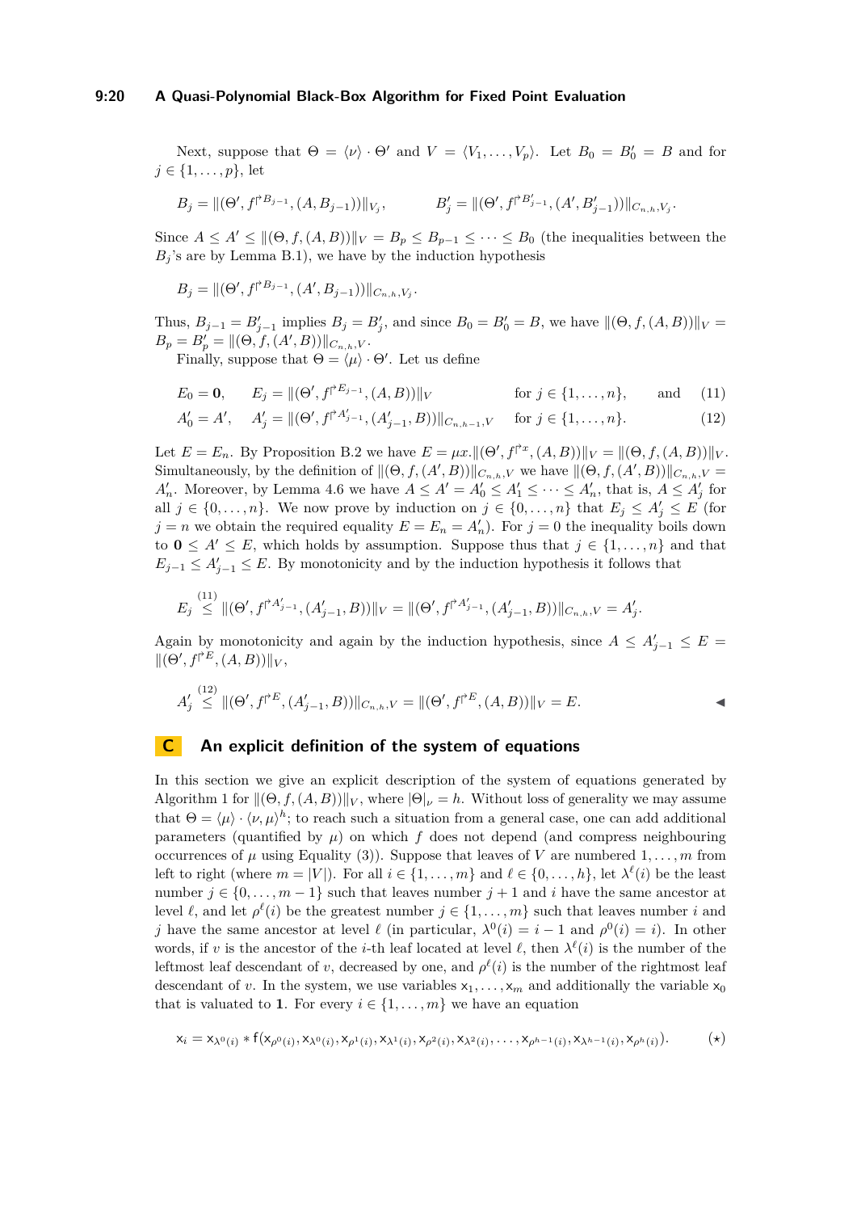Next, suppose that $\Theta = \langle\nu\rangle \cdot \Theta'$ and $V = \langle V_1, \ldots, V_p\rangle$. Let $B_0 = B'_0 = B$ and for $j \in \{1, \ldots, p\}$, let

$$B_j = \|(\Theta', f^{\upharpoonright B_{j-1}}, (A, B_{j-1}))\|_{V_j}, \qquad\qquad B'_j = \|(\Theta', f^{\upharpoonright B'_{j-1}}, (A', B'_{j-1}))\|_{C_{n,h},V_j}.$$

Since $A \leq A' \leq \|(\Theta, f, (A, B))\|_V = B_p \leq B_{p-1} \leq \cdots \leq B_0$ (the inequalities between the $B_j$'s are by Lemma B.1), we have by the induction hypothesis

$$B_j = \|(\Theta', f^{\upharpoonright B_{j-1}}, (A', B_{j-1}))\|_{C_{n,h},V_j}.$$

Thus, $B_{j-1} = B'_{j-1}$ implies $B_j = B'_j$, and since $B_0 = B'_0 = B$, we have $\|(\Theta, f, (A, B))\|_V = B_p = B'_p = \|(\Theta, f, (A', B))\|_{C_{n,h},V}$.

Finally, suppose that $\Theta = \langle\mu\rangle \cdot \Theta'$. Let us define

$$E_0 = \mathbf{0}, \qquad E_j = \|(\Theta', f^{\upharpoonright E_{j-1}}, (A, B))\|_V \qquad \text{for } j \in \{1, \ldots, n\}, \qquad \text{and} \tag{11}$$

$$A'_0 = A', \qquad A'_j = \|(\Theta', f^{\upharpoonright A'_{j-1}}, (A'_{j-1}, B))\|_{C_{n,h-1},V} \qquad \text{for } j \in \{1, \ldots, n\}. \tag{12}$$

Let $E = E_n$. By Proposition B.2 we have $E = \mu x.\|(\Theta', f^{\upharpoonright x}, (A, B))\|_V = \|(\Theta, f, (A, B))\|_V$. Simultaneously, by the definition of $\|(\Theta, f, (A', B))\|_{C_{n,h},V}$ we have $\|(\Theta, f, (A', B))\|_{C_{n,h},V} = A'_n$. Moreover, by Lemma 4.6 we have $A \leq A' = A'_0 \leq A'_1 \leq \cdots \leq A'_n$, that is, $A \leq A'_j$ for all $j \in \{0, \ldots, n\}$. We now prove by induction on $j \in \{0, \ldots, n\}$ that $E_j \leq A'_j \leq E$ (for $j = n$ we obtain the required equality $E = E_n = A'_n$). For $j = 0$ the inequality boils down to $\mathbf{0} \leq A' \leq E$, which holds by assumption. Suppose thus that $j \in \{1, \ldots, n\}$ and that $E_{j-1} \leq A'_{j-1} \leq E$. By monotonicity and by the induction hypothesis it follows that

$$E_j \overset{(11)}{\leq} \|(\Theta', f^{\upharpoonright A'_{j-1}}, (A'_{j-1}, B))\|_V = \|(\Theta', f^{\upharpoonright A'_{j-1}}, (A'_{j-1}, B))\|_{C_{n,h},V} = A'_j.$$

Again by monotonicity and again by the induction hypothesis, since $A \leq A'_{j-1} \leq E = \|(\Theta', f^{\upharpoonright E}, (A, B))\|_V$,

$$A'_j \overset{(12)}{\leq} \|(\Theta', f^{\upharpoonright E}, (A'_{j-1}, B))\|_{C_{n,h},V} = \|(\Theta', f^{\upharpoonright E}, (A, B))\|_V = E. \qquad ◀$$

## C An explicit definition of the system of equations

In this section we give an explicit description of the system of equations generated by Algorithm 1 for $\|(\Theta, f, (A, B))\|_V$, where $|\Theta|_\nu = h$. Without loss of generality we may assume that $\Theta = \langle\mu\rangle \cdot \langle\nu, \mu\rangle^h$; to reach such a situation from a general case, one can add additional parameters (quantified by $\mu$) on which $f$ does not depend (and compress neighbouring occurrences of $\mu$ using Equality (3)). Suppose that leaves of $V$ are numbered $1, \ldots, m$ from left to right (where $m = |V|$). For all $i \in \{1, \ldots, m\}$ and $\ell \in \{0, \ldots, h\}$, let $\lambda^\ell(i)$ be the least number $j \in \{0, \ldots, m-1\}$ such that leaves number $j+1$ and $i$ have the same ancestor at level $\ell$, and let $\rho^\ell(i)$ be the greatest number $j \in \{1, \ldots, m\}$ such that leaves number $i$ and $j$ have the same ancestor at level $\ell$ (in particular, $\lambda^0(i) = i - 1$ and $\rho^0(i) = i$). In other words, if $v$ is the ancestor of the $i$-th leaf located at level $\ell$, then $\lambda^\ell(i)$ is the number of the leftmost leaf descendant of $v$, decreased by one, and $\rho^\ell(i)$ is the number of the rightmost leaf descendant of $v$. In the system, we use variables $\mathsf{x}_1, \ldots, \mathsf{x}_m$ and additionally the variable $\mathsf{x}_0$ that is valuated to $\mathbf{1}$. For every $i \in \{1, \ldots, m\}$ we have an equation

$$\mathsf{x}_i = \mathsf{x}_{\lambda^0(i)} * \mathsf{f}(\mathsf{x}_{\rho^0(i)}, \mathsf{x}_{\lambda^0(i)}, \mathsf{x}_{\rho^1(i)}, \mathsf{x}_{\lambda^1(i)}, \mathsf{x}_{\rho^2(i)}, \mathsf{x}_{\lambda^2(i)}, \ldots, \mathsf{x}_{\rho^{h-1}(i)}, \mathsf{x}_{\lambda^{h-1}(i)}, \mathsf{x}_{\rho^h(i)}). \tag{$\star$}$$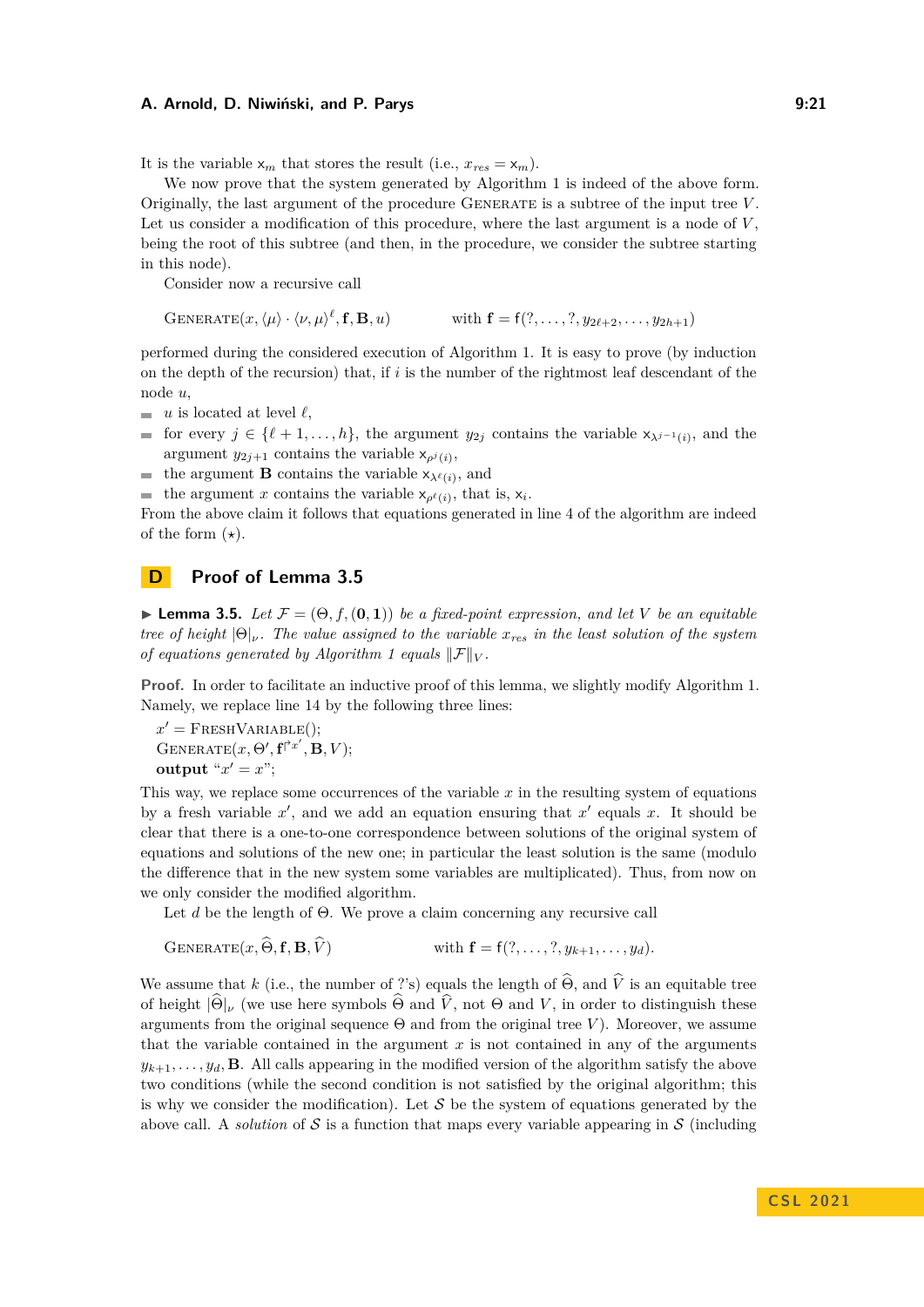It is the variable $\mathsf{x}_m$ that stores the result (i.e., $x_{res} = \mathsf{x}_m$).

We now prove that the system generated by Algorithm 1 is indeed of the above form. Originally, the last argument of the procedure Generate is a subtree of the input tree $V$. Let us consider a modification of this procedure, where the last argument is a node of $V$, being the root of this subtree (and then, in the procedure, we consider the subtree starting in this node).

Consider now a recursive call

$$\textsc{Generate}(x, \langle\mu\rangle \cdot \langle\nu,\mu\rangle^\ell, \mathbf{f}, \mathbf{B}, u) \qquad \text{with } \mathbf{f} = \mathsf{f}(?,\dots,?,y_{2\ell+2},\dots,y_{2h+1})$$

performed during the considered execution of Algorithm 1. It is easy to prove (by induction on the depth of the recursion) that, if $i$ is the number of the rightmost leaf descendant of the node $u$,

- $u$ is located at level $\ell$,
- for every $j \in \{\ell+1,\dots,h\}$, the argument $y_{2j}$ contains the variable $\mathsf{x}_{\lambda^{j-1}(i)}$, and the argument $y_{2j+1}$ contains the variable $\mathsf{x}_{\rho^j(i)}$,
- the argument $\mathbf{B}$ contains the variable $\mathsf{x}_{\lambda^\ell(i)}$, and
- the argument $x$ contains the variable $\mathsf{x}_{\rho^\ell(i)}$, that is, $\mathsf{x}_i$.

From the above claim it follows that equations generated in line 4 of the algorithm are indeed of the form $(\star)$.

# D Proof of Lemma 3.5

▶ **Lemma 3.5.** *Let $\mathcal{F} = (\Theta, f, (\mathbf{0},\mathbf{1}))$ be a fixed-point expression, and let $V$ be an equitable tree of height $|\Theta|_\nu$. The value assigned to the variable $x_{res}$ in the least solution of the system of equations generated by Algorithm 1 equals $\|\mathcal{F}\|_V$.*

**Proof.** In order to facilitate an inductive proof of this lemma, we slightly modify Algorithm 1. Namely, we replace line 14 by the following three lines:

$x' = \textsc{FreshVariable}()$;
$\textsc{Generate}(x, \Theta', \mathbf{f}^{\restriction x'}, \mathbf{B}, V)$;
**output** "$x' = x$";

This way, we replace some occurrences of the variable $x$ in the resulting system of equations by a fresh variable $x'$, and we add an equation ensuring that $x'$ equals $x$. It should be clear that there is a one-to-one correspondence between solutions of the original system of equations and solutions of the new one; in particular the least solution is the same (modulo the difference that in the new system some variables are multiplicated). Thus, from now on we only consider the modified algorithm.

Let $d$ be the length of $\Theta$. We prove a claim concerning any recursive call

$$\textsc{Generate}(x, \widehat{\Theta}, \mathbf{f}, \mathbf{B}, \widehat{V}) \qquad \text{with } \mathbf{f} = \mathsf{f}(?,\dots,?,y_{k+1},\dots,y_d).$$

We assume that $k$ (i.e., the number of ?'s) equals the length of $\widehat{\Theta}$, and $\widehat{V}$ is an equitable tree of height $|\widehat{\Theta}|_\nu$ (we use here symbols $\widehat{\Theta}$ and $\widehat{V}$, not $\Theta$ and $V$, in order to distinguish these arguments from the original sequence $\Theta$ and from the original tree $V$). Moreover, we assume that the variable contained in the argument $x$ is not contained in any of the arguments $y_{k+1},\dots,y_d,\mathbf{B}$. All calls appearing in the modified version of the algorithm satisfy the above two conditions (while the second condition is not satisfied by the original algorithm; this is why we consider the modification). Let $\mathcal{S}$ be the system of equations generated by the above call. A *solution* of $\mathcal{S}$ is a function that maps every variable appearing in $\mathcal{S}$ (including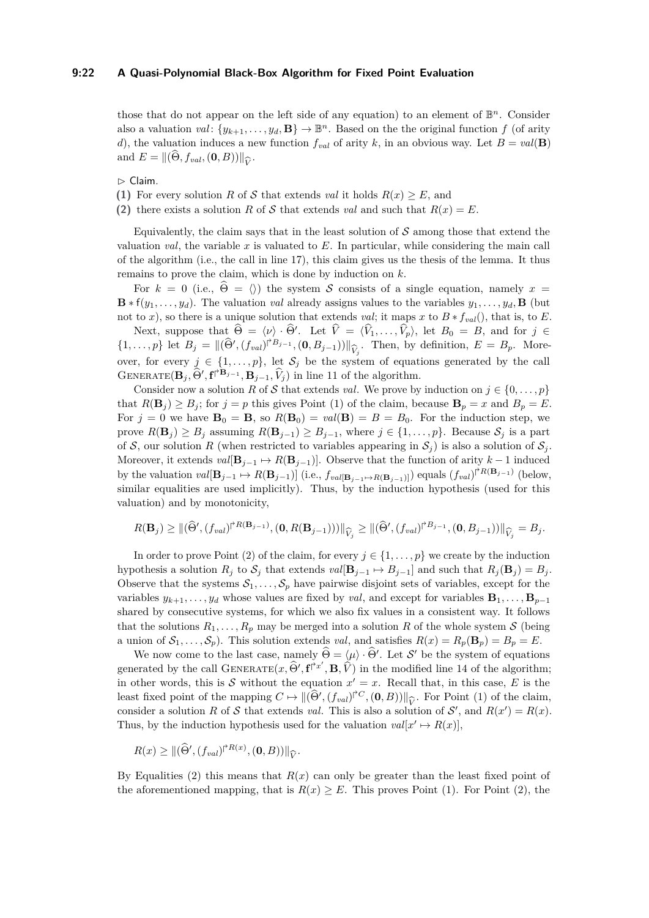those that do not appear on the left side of any equation) to an element of $\mathbb{B}^n$. Consider also a valuation $val\colon \{y_{k+1},\dots,y_d,\mathbf{B}\}\to\mathbb{B}^n$. Based on the the original function $f$ (of arity $d$), the valuation induces a new function $f_{val}$ of arity $k$, in an obvious way. Let $B=val(\mathbf{B})$ and $E=\|(\widehat{\Theta},f_{val},(\mathbf{0},B))\|_{\widehat{V}}$.

▷ Claim.

**(1)** For every solution $R$ of $\mathcal{S}$ that extends $val$ it holds $R(x)\geq E$, and

**(2)** there exists a solution $R$ of $\mathcal{S}$ that extends $val$ and such that $R(x)=E$.

Equivalently, the claim says that in the least solution of $\mathcal{S}$ among those that extend the valuation $val$, the variable $x$ is valuated to $E$. In particular, while considering the main call of the algorithm (i.e., the call in line 17), this claim gives us the thesis of the lemma. It thus remains to prove the claim, which is done by induction on $k$.

For $k=0$ (i.e., $\widehat{\Theta}=\langle\rangle$) the system $\mathcal{S}$ consists of a single equation, namely $x=\mathbf{B}*\mathsf{f}(y_1,\dots,y_d)$. The valuation $val$ already assigns values to the variables $y_1,\dots,y_d,\mathbf{B}$ (but not to $x$), so there is a unique solution that extends $val$; it maps $x$ to $B*f_{val}()$, that is, to $E$.

Next, suppose that $\widehat{\Theta}=\langle\nu\rangle\cdot\widehat{\Theta}'$. Let $\widehat{V}=\langle\widehat{V}_1,\dots,\widehat{V}_p\rangle$, let $B_0=B$, and for $j\in\{1,\dots,p\}$ let $B_j=\|(\widehat{\Theta}',(f_{val})^{\restriction B_{j-1}},(\mathbf{0},B_{j-1}))\|_{\widehat{V}_j}$. Then, by definition, $E=B_p$. Moreover, for every $j\in\{1,\dots,p\}$, let $\mathcal{S}_j$ be the system of equations generated by the call $\textsc{Generate}(\mathbf{B}_j,\widehat{\Theta}',\mathbf{f}^{\restriction\mathbf{B}_{j-1}},\mathbf{B}_{j-1},\widehat{V}_j)$ in line 11 of the algorithm.

Consider now a solution $R$ of $\mathcal{S}$ that extends $val$. We prove by induction on $j\in\{0,\dots,p\}$ that $R(\mathbf{B}_j)\geq B_j$; for $j=p$ this gives Point (1) of the claim, because $\mathbf{B}_p=x$ and $B_p=E$. For $j=0$ we have $\mathbf{B}_0=\mathbf{B}$, so $R(\mathbf{B}_0)=val(\mathbf{B})=B=B_0$. For the induction step, we prove $R(\mathbf{B}_j)\geq B_j$ assuming $R(\mathbf{B}_{j-1})\geq B_{j-1}$, where $j\in\{1,\dots,p\}$. Because $\mathcal{S}_j$ is a part of $\mathcal{S}$, our solution $R$ (when restricted to variables appearing in $\mathcal{S}_j$) is also a solution of $\mathcal{S}_j$. Moreover, it extends $val[\mathbf{B}_{j-1}\mapsto R(\mathbf{B}_{j-1})]$. Observe that the function of arity $k-1$ induced by the valuation $val[\mathbf{B}_{j-1}\mapsto R(\mathbf{B}_{j-1})]$ (i.e., $f_{val[\mathbf{B}_{j-1}\mapsto R(\mathbf{B}_{j-1})]}$) equals $(f_{val})^{\restriction R(\mathbf{B}_{j-1})}$ (below, similar equalities are used implicitly). Thus, by the induction hypothesis (used for this valuation) and by monotonicity,

$$R(\mathbf{B}_j)\geq\|(\widehat{\Theta}',(f_{val})^{\restriction R(\mathbf{B}_{j-1})},(\mathbf{0},R(\mathbf{B}_{j-1})))\|_{\widehat{V}_j}\geq\|(\widehat{\Theta}',(f_{val})^{\restriction B_{j-1}},(\mathbf{0},B_{j-1}))\|_{\widehat{V}_j}=B_j.$$

In order to prove Point (2) of the claim, for every $j\in\{1,\dots,p\}$ we create by the induction hypothesis a solution $R_j$ to $\mathcal{S}_j$ that extends $val[\mathbf{B}_{j-1}\mapsto B_{j-1}]$ and such that $R_j(\mathbf{B}_j)=B_j$. Observe that the systems $\mathcal{S}_1,\dots,\mathcal{S}_p$ have pairwise disjoint sets of variables, except for the variables $y_{k+1},\dots,y_d$ whose values are fixed by $val$, and except for variables $\mathbf{B}_1,\dots,\mathbf{B}_{p-1}$ shared by consecutive systems, for which we also fix values in a consistent way. It follows that the solutions $R_1,\dots,R_p$ may be merged into a solution $R$ of the whole system $\mathcal{S}$ (being a union of $\mathcal{S}_1,\dots,\mathcal{S}_p$). This solution extends $val$, and satisfies $R(x)=R_p(\mathbf{B}_p)=B_p=E$.

We now come to the last case, namely $\widehat{\Theta}=\langle\mu\rangle\cdot\widehat{\Theta}'$. Let $\mathcal{S}'$ be the system of equations generated by the call $\textsc{Generate}(x,\widehat{\Theta}',\mathbf{f}^{\restriction x'},\mathbf{B},\widehat{V})$ in the modified line 14 of the algorithm; in other words, this is $\mathcal{S}$ without the equation $x'=x$. Recall that, in this case, $E$ is the least fixed point of the mapping $C\mapsto\|(\widehat{\Theta}',(f_{val})^{\restriction C},(\mathbf{0},B))\|_{\widehat{V}}$. For Point (1) of the claim, consider a solution $R$ of $\mathcal{S}$ that extends $val$. This is also a solution of $\mathcal{S}'$, and $R(x')=R(x)$. Thus, by the induction hypothesis used for the valuation $val[x'\mapsto R(x)]$,

$$R(x)\geq\|(\widehat{\Theta}',(f_{val})^{\restriction R(x)},(\mathbf{0},B))\|_{\widehat{V}}.$$

By Equalities (2) this means that $R(x)$ can only be greater than the least fixed point of the aforementioned mapping, that is $R(x)\geq E$. This proves Point (1). For Point (2), the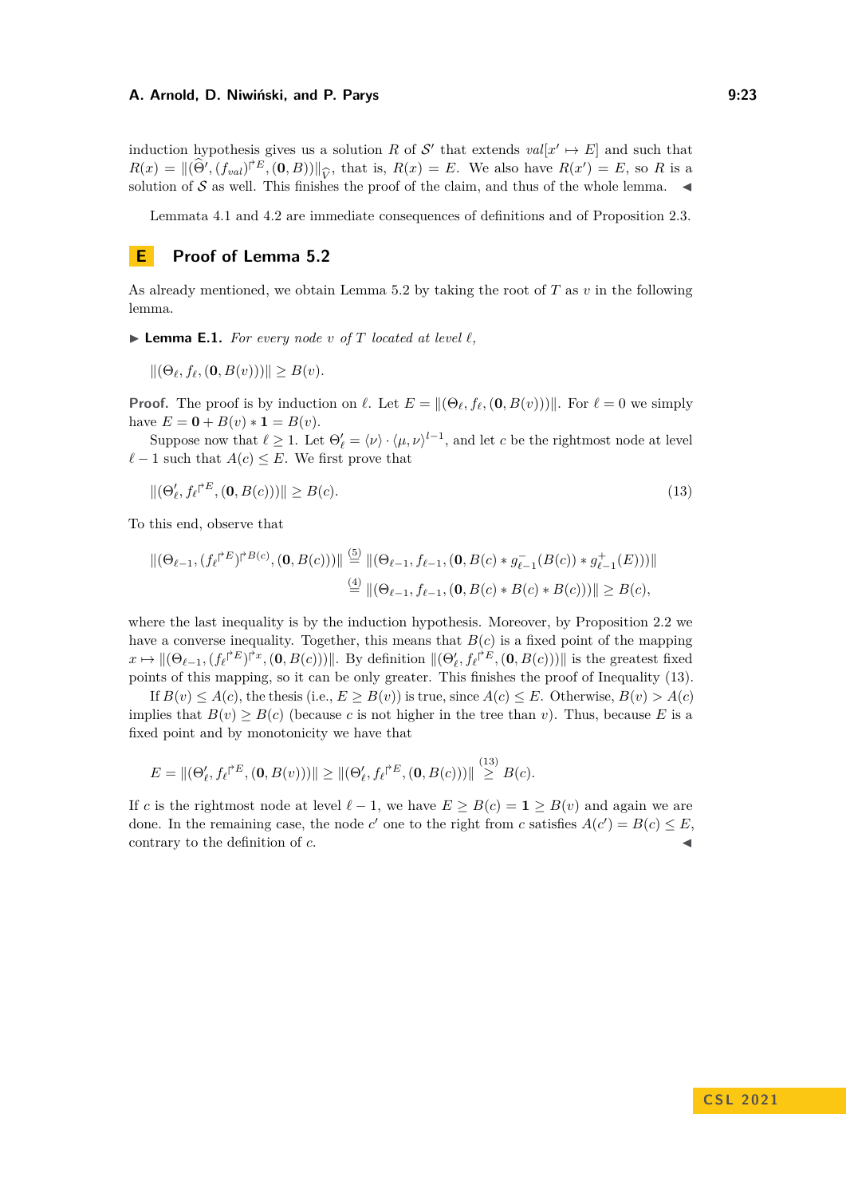induction hypothesis gives us a solution $R$ of $\mathcal{S}'$ that extends $val[x' \mapsto E]$ and such that $R(x) = \|(\widehat{\Theta}', (f_{val})^{\restriction E}, (\mathbf{0}, B))\|_{\widehat{V}}$, that is, $R(x) = E$. We also have $R(x') = E$, so $R$ is a solution of $\mathcal{S}$ as well. This finishes the proof of the claim, and thus of the whole lemma. ◀

Lemmata 4.1 and 4.2 are immediate consequences of definitions and of Proposition 2.3.

# E Proof of Lemma 5.2

As already mentioned, we obtain Lemma 5.2 by taking the root of $T$ as $v$ in the following lemma.

▶ **Lemma E.1.** *For every node $v$ of $T$ located at level $\ell$,*

$$\|(\Theta_\ell, f_\ell, (\mathbf{0}, B(v)))\| \geq B(v).$$

**Proof.** The proof is by induction on $\ell$. Let $E = \|(\Theta_\ell, f_\ell, (\mathbf{0}, B(v)))\|$. For $\ell = 0$ we simply have $E = \mathbf{0} + B(v) * \mathbf{1} = B(v)$.

Suppose now that $\ell \geq 1$. Let $\Theta'_\ell = \langle \nu \rangle \cdot \langle \mu, \nu \rangle^{l-1}$, and let $c$ be the rightmost node at level $\ell - 1$ such that $A(c) \leq E$. We first prove that

$$\|(\Theta'_\ell, f_\ell{}^{\restriction E}, (\mathbf{0}, B(c)))\| \geq B(c). \tag{13}$$

To this end, observe that

$$\begin{aligned}\|(\Theta_{\ell-1}, (f_\ell{}^{\restriction E})^{\restriction B(c)}, (\mathbf{0}, B(c)))\| &\overset{(5)}{=} \|(\Theta_{\ell-1}, f_{\ell-1}, (\mathbf{0}, B(c) * g^-_{\ell-1}(B(c)) * g^+_{\ell-1}(E)))\| \\ &\overset{(4)}{=} \|(\Theta_{\ell-1}, f_{\ell-1}, (\mathbf{0}, B(c) * B(c) * B(c)))\| \geq B(c),\end{aligned}$$

where the last inequality is by the induction hypothesis. Moreover, by Proposition 2.2 we have a converse inequality. Together, this means that $B(c)$ is a fixed point of the mapping $x \mapsto \|(\Theta_{\ell-1}, (f_\ell{}^{\restriction E})^{\restriction x}, (\mathbf{0}, B(c)))\|$. By definition $\|(\Theta'_\ell, f_\ell{}^{\restriction E}, (\mathbf{0}, B(c)))\|$ is the greatest fixed points of this mapping, so it can be only greater. This finishes the proof of Inequality (13).

If $B(v) \leq A(c)$, the thesis (i.e., $E \geq B(v)$) is true, since $A(c) \leq E$. Otherwise, $B(v) > A(c)$ implies that $B(v) \geq B(c)$ (because $c$ is not higher in the tree than $v$). Thus, because $E$ is a fixed point and by monotonicity we have that

$$E = \|(\Theta'_\ell, f_\ell{}^{\restriction E}, (\mathbf{0}, B(v)))\| \geq \|(\Theta'_\ell, f_\ell{}^{\restriction E}, (\mathbf{0}, B(c)))\| \overset{(13)}{\geq} B(c).$$

If $c$ is the rightmost node at level $\ell - 1$, we have $E \geq B(c) = \mathbf{1} \geq B(v)$ and again we are done. In the remaining case, the node $c'$ one to the right from $c$ satisfies $A(c') = B(c) \leq E$, contrary to the definition of $c$. ◀